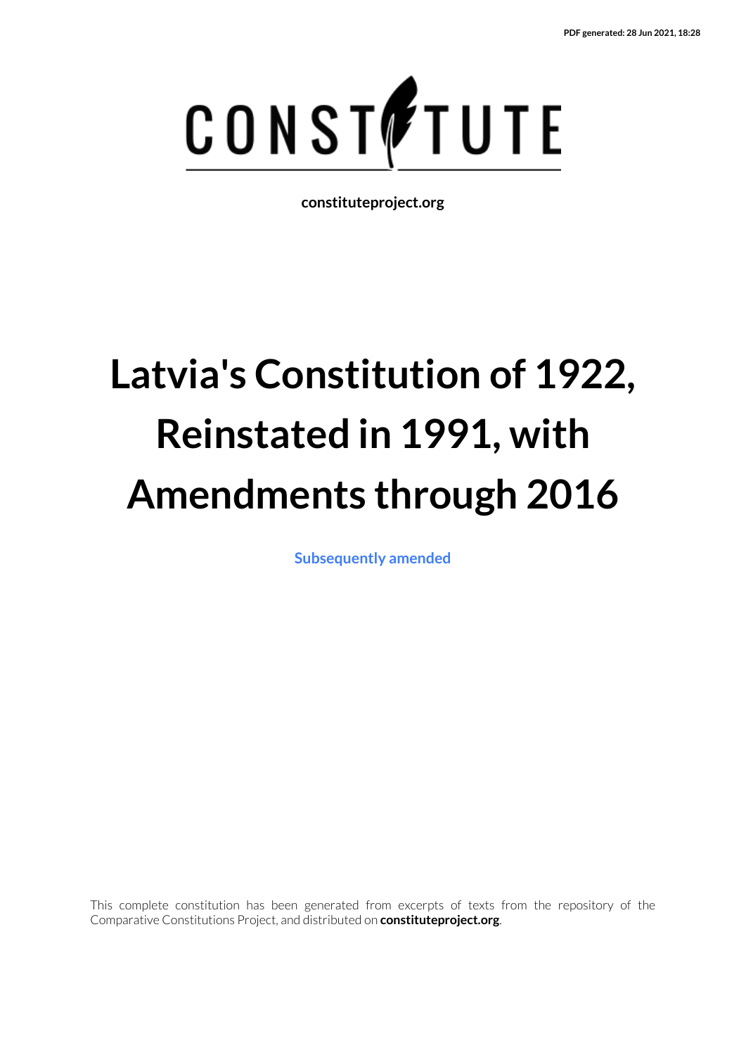PDF generated: 28 Jun 2021, 18:28

CONSTITUTE

constituteproject.org

# Latvia's Constitution of 1922, Reinstated in 1991, with Amendments through 2016

Subsequently amended

This complete constitution has been generated from excerpts of texts from the repository of the Comparative Constitutions Project, and distributed on **constituteproject.org**.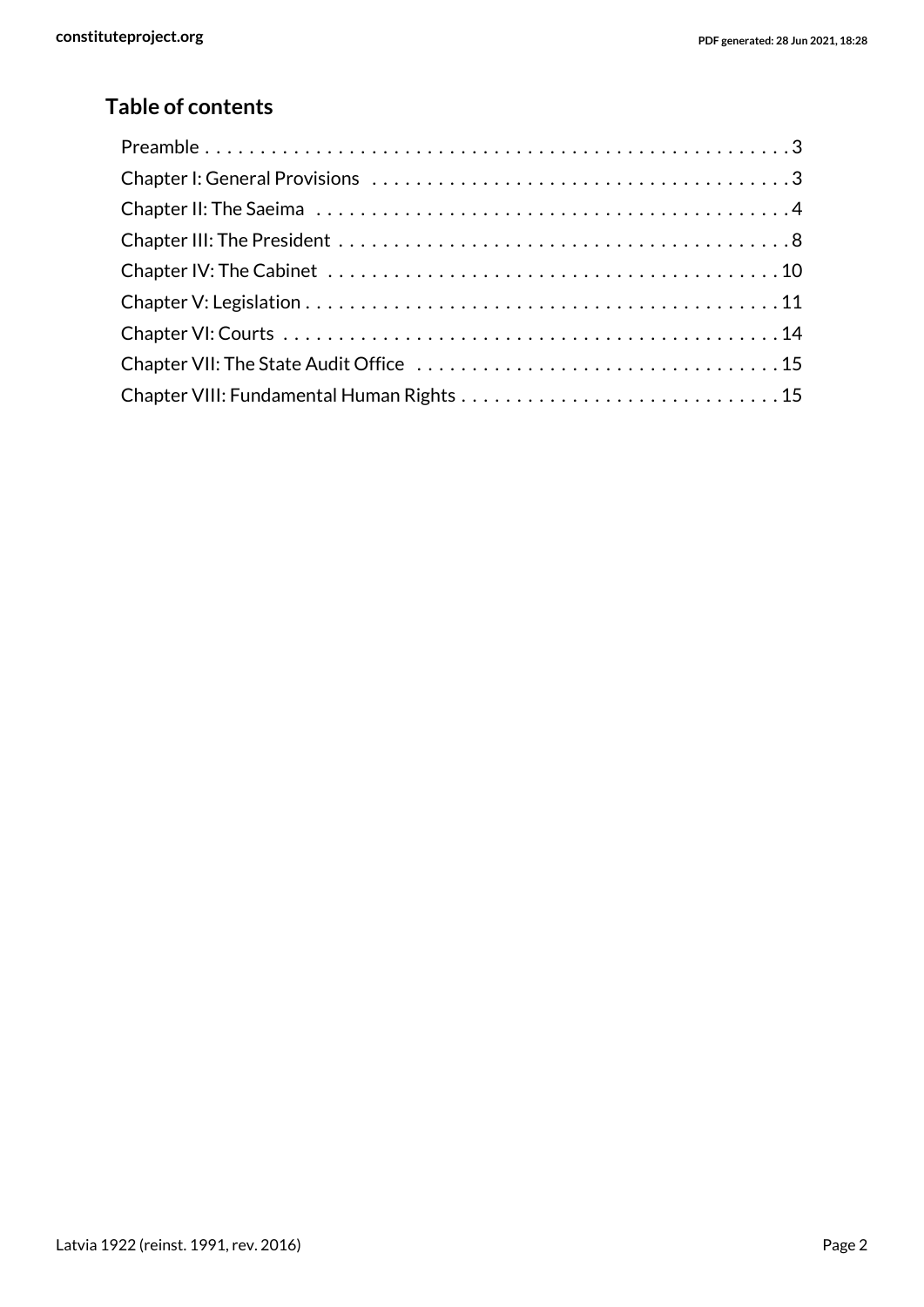## Table of contents

- Preamble . . . . . . . . . . . . . . . . . . . . . . . . . . . . . . . . . . . . . . . . . . . . . . . . . . . . . . 3
- Chapter I: General Provisions . . . . . . . . . . . . . . . . . . . . . . . . . . . . . . . . . . . . . . . 3
- Chapter II: The Saeima . . . . . . . . . . . . . . . . . . . . . . . . . . . . . . . . . . . . . . . . . . . . 4
- Chapter III: The President . . . . . . . . . . . . . . . . . . . . . . . . . . . . . . . . . . . . . . . . . . 8
- Chapter IV: The Cabinet . . . . . . . . . . . . . . . . . . . . . . . . . . . . . . . . . . . . . . . . . . 10
- Chapter V: Legislation . . . . . . . . . . . . . . . . . . . . . . . . . . . . . . . . . . . . . . . . . . . . 11
- Chapter VI: Courts . . . . . . . . . . . . . . . . . . . . . . . . . . . . . . . . . . . . . . . . . . . . . . 14
- Chapter VII: The State Audit Office . . . . . . . . . . . . . . . . . . . . . . . . . . . . . . . . . . 15
- Chapter VIII: Fundamental Human Rights . . . . . . . . . . . . . . . . . . . . . . . . . . . . . 15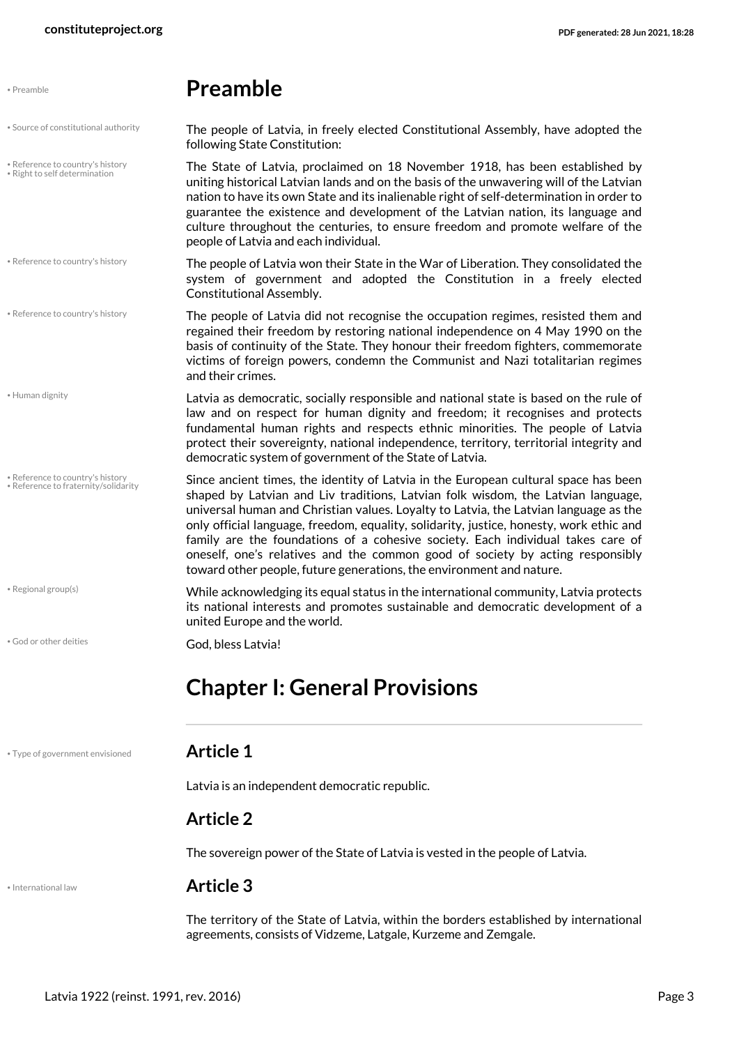# Preamble

The people of Latvia, in freely elected Constitutional Assembly, have adopted the following State Constitution:

The State of Latvia, proclaimed on 18 November 1918, has been established by uniting historical Latvian lands and on the basis of the unwavering will of the Latvian nation to have its own State and its inalienable right of self-determination in order to guarantee the existence and development of the Latvian nation, its language and culture throughout the centuries, to ensure freedom and promote welfare of the people of Latvia and each individual.

The people of Latvia won their State in the War of Liberation. They consolidated the system of government and adopted the Constitution in a freely elected Constitutional Assembly.

The people of Latvia did not recognise the occupation regimes, resisted them and regained their freedom by restoring national independence on 4 May 1990 on the basis of continuity of the State. They honour their freedom fighters, commemorate victims of foreign powers, condemn the Communist and Nazi totalitarian regimes and their crimes.

Latvia as democratic, socially responsible and national state is based on the rule of law and on respect for human dignity and freedom; it recognises and protects fundamental human rights and respects ethnic minorities. The people of Latvia protect their sovereignty, national independence, territory, territorial integrity and democratic system of government of the State of Latvia.

Since ancient times, the identity of Latvia in the European cultural space has been shaped by Latvian and Liv traditions, Latvian folk wisdom, the Latvian language, universal human and Christian values. Loyalty to Latvia, the Latvian language as the only official language, freedom, equality, solidarity, justice, honesty, work ethic and family are the foundations of a cohesive society. Each individual takes care of oneself, one's relatives and the common good of society by acting responsibly toward other people, future generations, the environment and nature.

While acknowledging its equal status in the international community, Latvia protects its national interests and promotes sustainable and democratic development of a united Europe and the world.

God, bless Latvia!

# Chapter I: General Provisions

## Article 1

Latvia is an independent democratic republic.

## Article 2

The sovereign power of the State of Latvia is vested in the people of Latvia.

## Article 3

The territory of the State of Latvia, within the borders established by international agreements, consists of Vidzeme, Latgale, Kurzeme and Zemgale.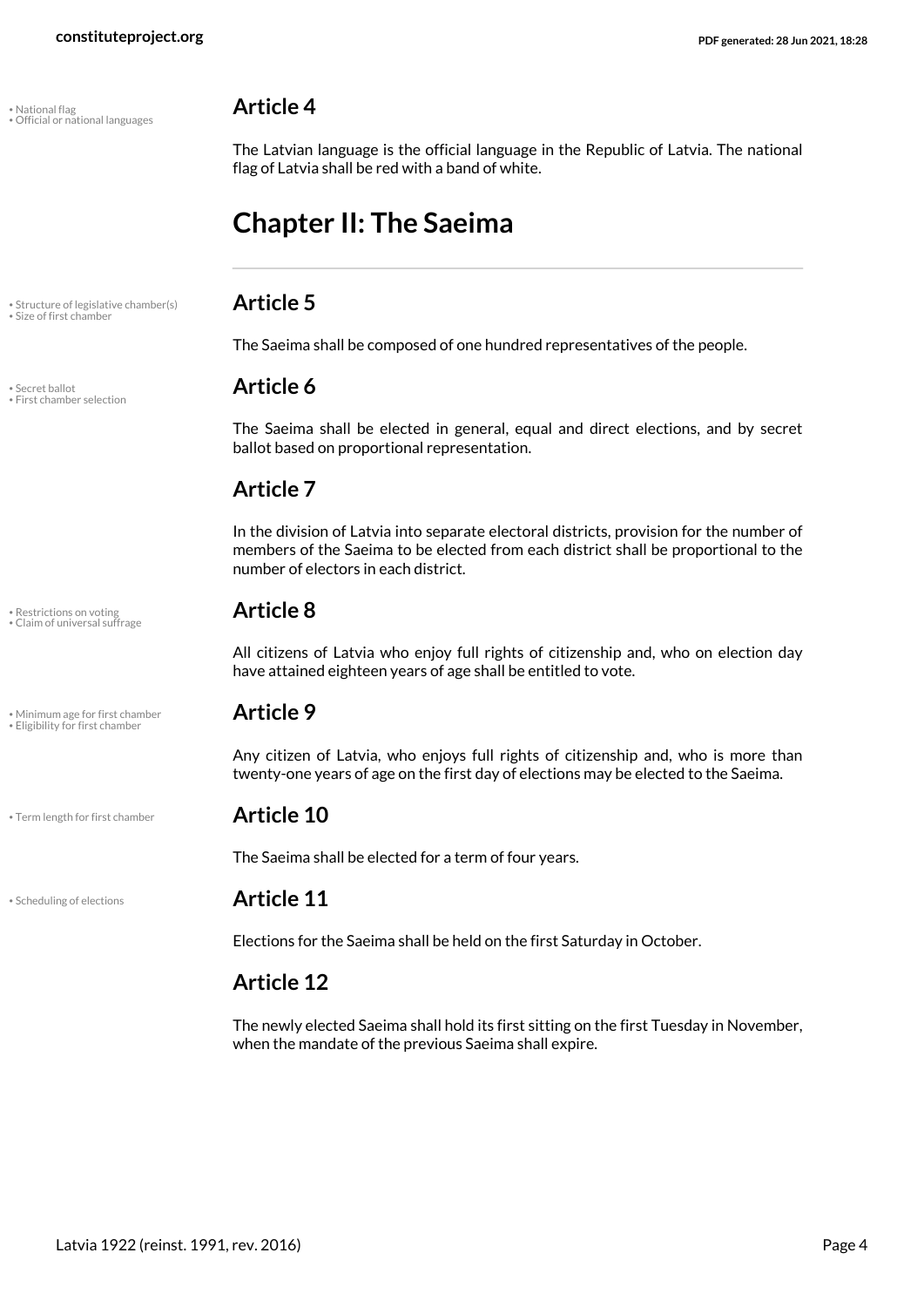• National flag
• Official or national languages

### Article 4

The Latvian language is the official language in the Republic of Latvia. The national flag of Latvia shall be red with a band of white.

## Chapter II: The Saeima

• Structure of legislative chamber(s)
• Size of first chamber

### Article 5

The Saeima shall be composed of one hundred representatives of the people.

• Secret ballot
• First chamber selection

### Article 6

The Saeima shall be elected in general, equal and direct elections, and by secret ballot based on proportional representation.

### Article 7

In the division of Latvia into separate electoral districts, provision for the number of members of the Saeima to be elected from each district shall be proportional to the number of electors in each district.

• Restrictions on voting
• Claim of universal suffrage

### Article 8

All citizens of Latvia who enjoy full rights of citizenship and, who on election day have attained eighteen years of age shall be entitled to vote.

• Minimum age for first chamber
• Eligibility for first chamber

### Article 9

Any citizen of Latvia, who enjoys full rights of citizenship and, who is more than twenty-one years of age on the first day of elections may be elected to the Saeima.

• Term length for first chamber

### Article 10

The Saeima shall be elected for a term of four years.

• Scheduling of elections

### Article 11

Elections for the Saeima shall be held on the first Saturday in October.

### Article 12

The newly elected Saeima shall hold its first sitting on the first Tuesday in November, when the mandate of the previous Saeima shall expire.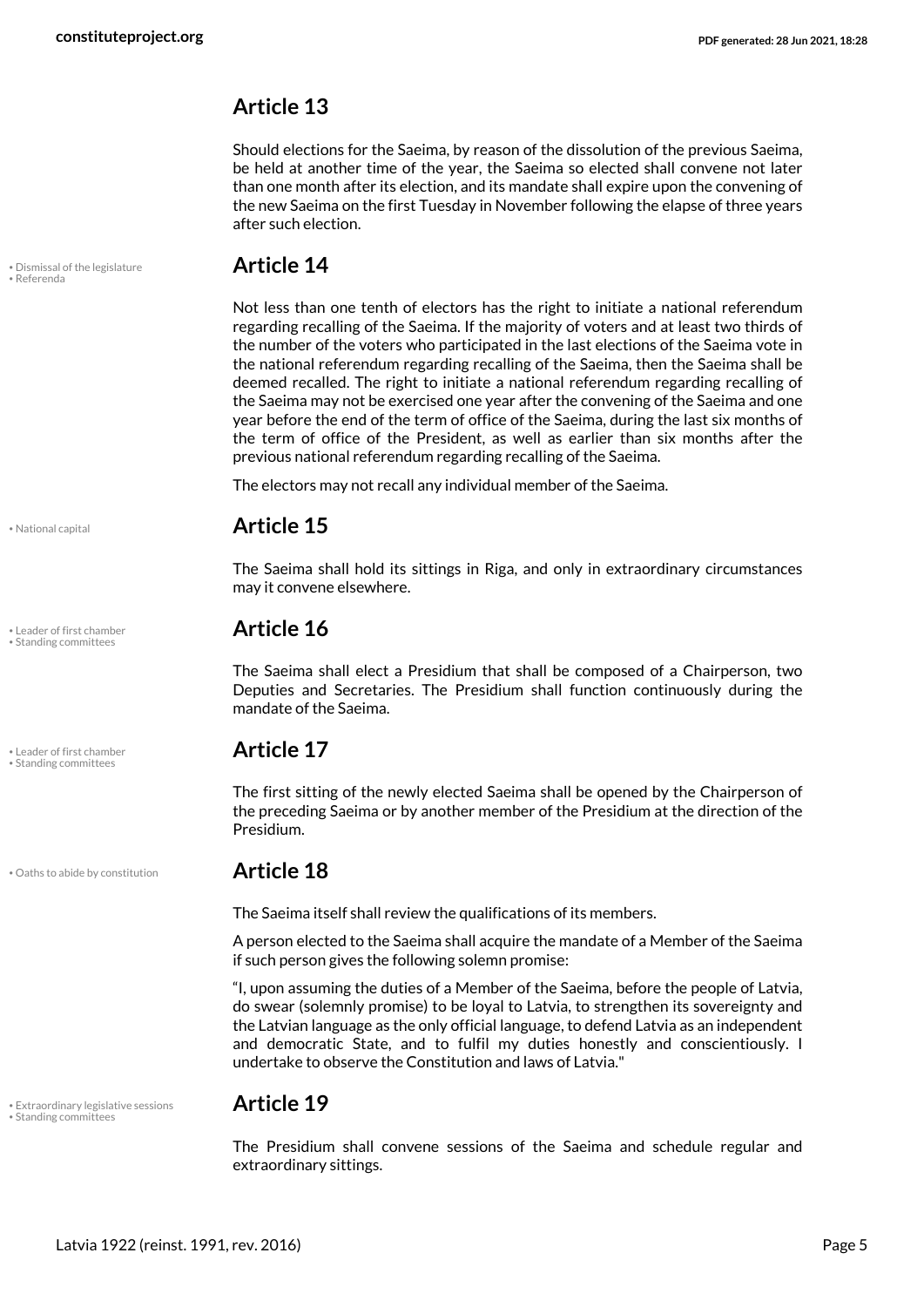## Article 13

Should elections for the Saeima, by reason of the dissolution of the previous Saeima, be held at another time of the year, the Saeima so elected shall convene not later than one month after its election, and its mandate shall expire upon the convening of the new Saeima on the first Tuesday in November following the elapse of three years after such election.

• Dismissal of the legislature
• Referenda

## Article 14

Not less than one tenth of electors has the right to initiate a national referendum regarding recalling of the Saeima. If the majority of voters and at least two thirds of the number of the voters who participated in the last elections of the Saeima vote in the national referendum regarding recalling of the Saeima, then the Saeima shall be deemed recalled. The right to initiate a national referendum regarding recalling of the Saeima may not be exercised one year after the convening of the Saeima and one year before the end of the term of office of the Saeima, during the last six months of the term of office of the President, as well as earlier than six months after the previous national referendum regarding recalling of the Saeima.

The electors may not recall any individual member of the Saeima.

• National capital

## Article 15

The Saeima shall hold its sittings in Riga, and only in extraordinary circumstances may it convene elsewhere.

• Leader of first chamber
• Standing committees

## Article 16

The Saeima shall elect a Presidium that shall be composed of a Chairperson, two Deputies and Secretaries. The Presidium shall function continuously during the mandate of the Saeima.

• Leader of first chamber
• Standing committees

## Article 17

The first sitting of the newly elected Saeima shall be opened by the Chairperson of the preceding Saeima or by another member of the Presidium at the direction of the Presidium.

• Oaths to abide by constitution

## Article 18

The Saeima itself shall review the qualifications of its members.

A person elected to the Saeima shall acquire the mandate of a Member of the Saeima if such person gives the following solemn promise:

"I, upon assuming the duties of a Member of the Saeima, before the people of Latvia, do swear (solemnly promise) to be loyal to Latvia, to strengthen its sovereignty and the Latvian language as the only official language, to defend Latvia as an independent and democratic State, and to fulfil my duties honestly and conscientiously. I undertake to observe the Constitution and laws of Latvia."

• Extraordinary legislative sessions
• Standing committees

## Article 19

The Presidium shall convene sessions of the Saeima and schedule regular and extraordinary sittings.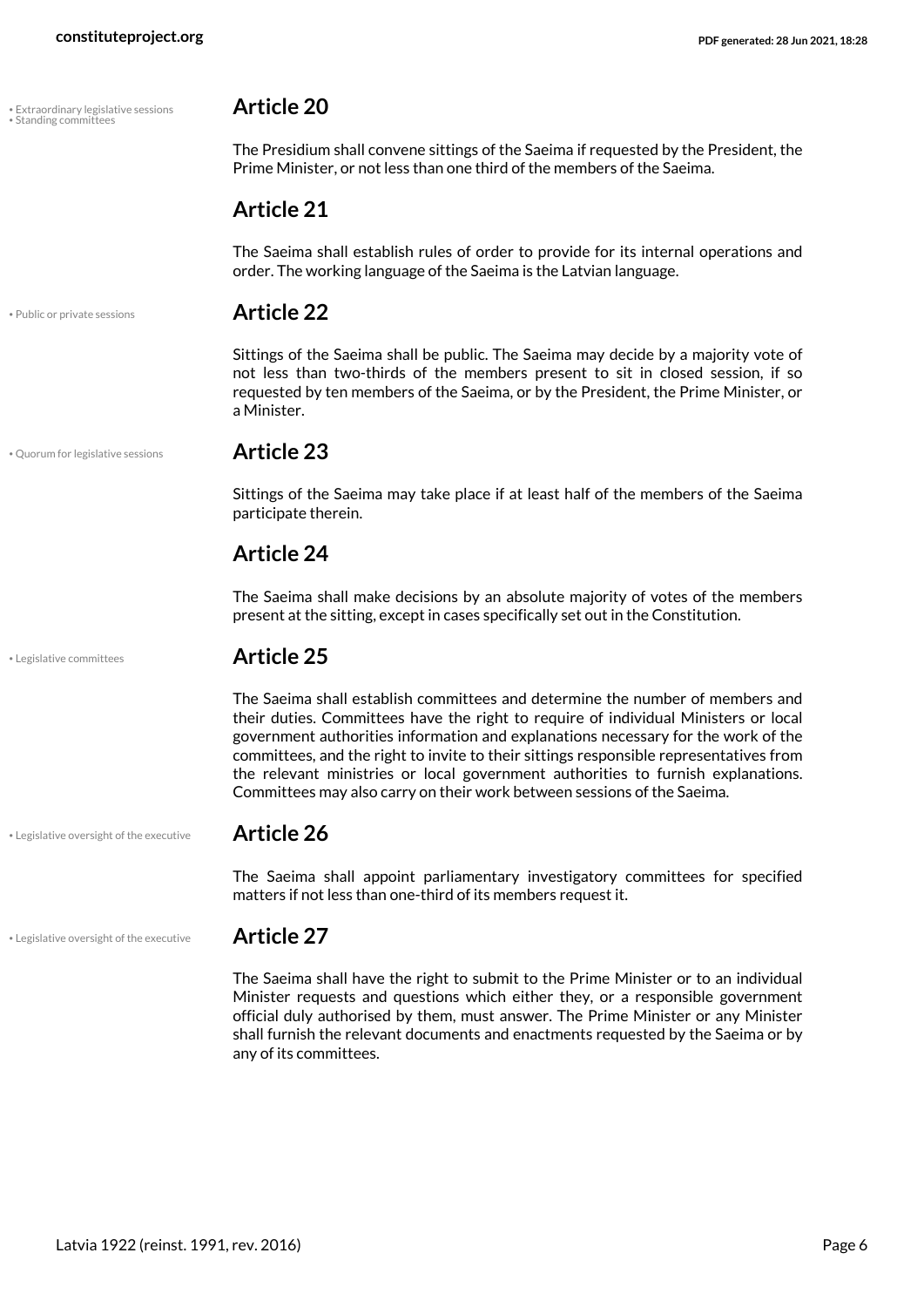• Extraordinary legislative sessions
• Standing committees

## Article 20

The Presidium shall convene sittings of the Saeima if requested by the President, the Prime Minister, or not less than one third of the members of the Saeima.

## Article 21

The Saeima shall establish rules of order to provide for its internal operations and order. The working language of the Saeima is the Latvian language.

• Public or private sessions

## Article 22

Sittings of the Saeima shall be public. The Saeima may decide by a majority vote of not less than two-thirds of the members present to sit in closed session, if so requested by ten members of the Saeima, or by the President, the Prime Minister, or a Minister.

• Quorum for legislative sessions

## Article 23

Sittings of the Saeima may take place if at least half of the members of the Saeima participate therein.

## Article 24

The Saeima shall make decisions by an absolute majority of votes of the members present at the sitting, except in cases specifically set out in the Constitution.

• Legislative committees

## Article 25

The Saeima shall establish committees and determine the number of members and their duties. Committees have the right to require of individual Ministers or local government authorities information and explanations necessary for the work of the committees, and the right to invite to their sittings responsible representatives from the relevant ministries or local government authorities to furnish explanations. Committees may also carry on their work between sessions of the Saeima.

• Legislative oversight of the executive

## Article 26

The Saeima shall appoint parliamentary investigatory committees for specified matters if not less than one-third of its members request it.

• Legislative oversight of the executive

## Article 27

The Saeima shall have the right to submit to the Prime Minister or to an individual Minister requests and questions which either they, or a responsible government official duly authorised by them, must answer. The Prime Minister or any Minister shall furnish the relevant documents and enactments requested by the Saeima or by any of its committees.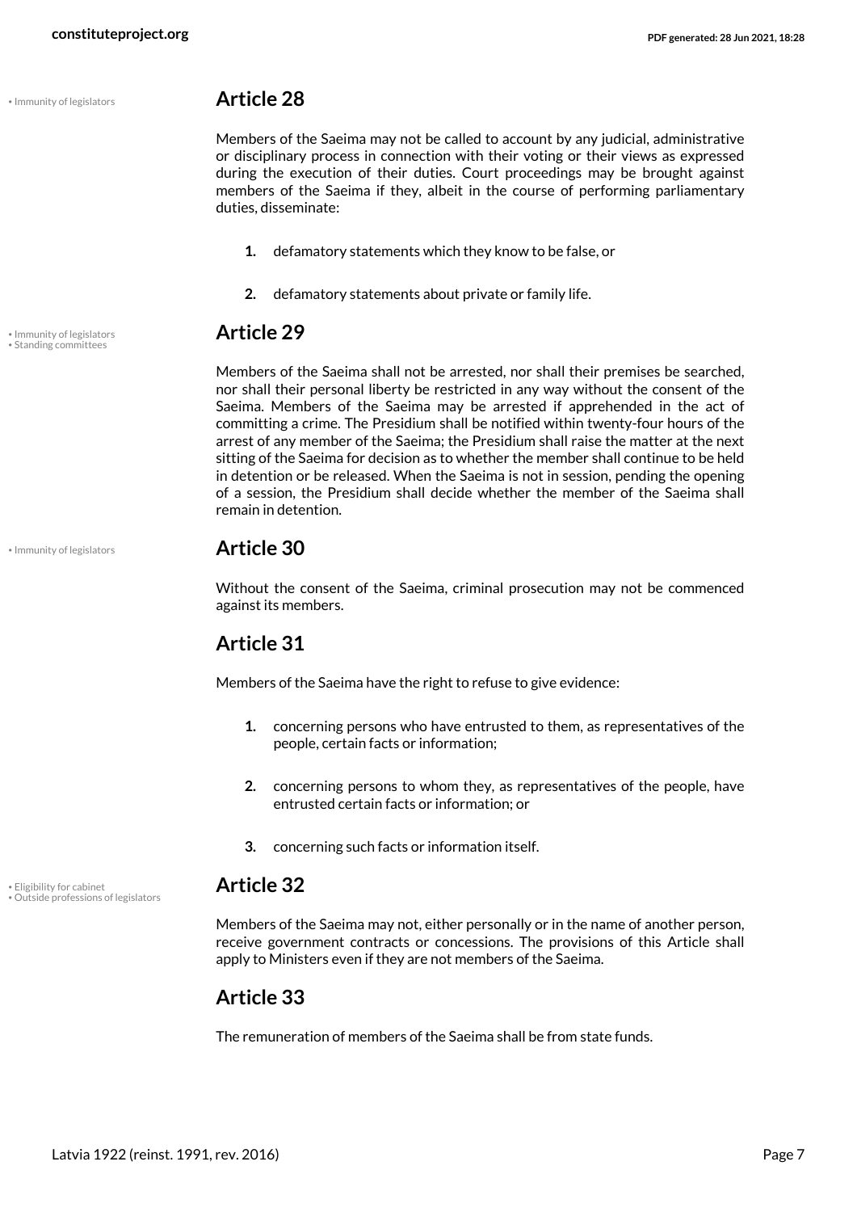## Article 28

Members of the Saeima may not be called to account by any judicial, administrative or disciplinary process in connection with their voting or their views as expressed during the execution of their duties. Court proceedings may be brought against members of the Saeima if they, albeit in the course of performing parliamentary duties, disseminate:

1. defamatory statements which they know to be false, or
2. defamatory statements about private or family life.

## Article 29

Members of the Saeima shall not be arrested, nor shall their premises be searched, nor shall their personal liberty be restricted in any way without the consent of the Saeima. Members of the Saeima may be arrested if apprehended in the act of committing a crime. The Presidium shall be notified within twenty-four hours of the arrest of any member of the Saeima; the Presidium shall raise the matter at the next sitting of the Saeima for decision as to whether the member shall continue to be held in detention or be released. When the Saeima is not in session, pending the opening of a session, the Presidium shall decide whether the member of the Saeima shall remain in detention.

## Article 30

Without the consent of the Saeima, criminal prosecution may not be commenced against its members.

## Article 31

Members of the Saeima have the right to refuse to give evidence:

1. concerning persons who have entrusted to them, as representatives of the people, certain facts or information;
2. concerning persons to whom they, as representatives of the people, have entrusted certain facts or information; or
3. concerning such facts or information itself.

## Article 32

Members of the Saeima may not, either personally or in the name of another person, receive government contracts or concessions. The provisions of this Article shall apply to Ministers even if they are not members of the Saeima.

## Article 33

The remuneration of members of the Saeima shall be from state funds.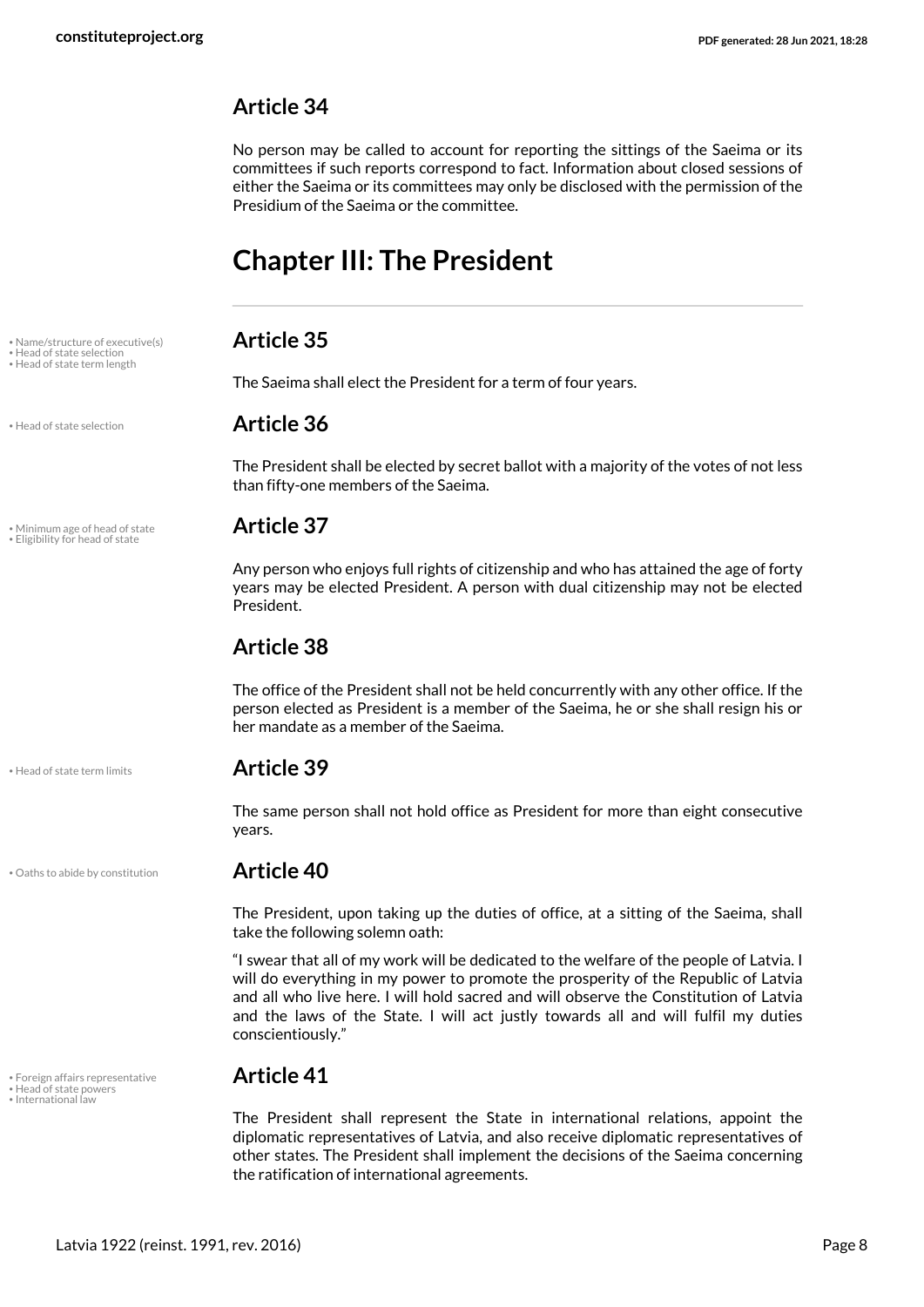## Article 34

No person may be called to account for reporting the sittings of the Saeima or its committees if such reports correspond to fact. Information about closed sessions of either the Saeima or its committees may only be disclosed with the permission of the Presidium of the Saeima or the committee.

# Chapter III: The President

## Article 35

The Saeima shall elect the President for a term of four years.

## Article 36

The President shall be elected by secret ballot with a majority of the votes of not less than fifty-one members of the Saeima.

## Article 37

Any person who enjoys full rights of citizenship and who has attained the age of forty years may be elected President. A person with dual citizenship may not be elected President.

## Article 38

The office of the President shall not be held concurrently with any other office. If the person elected as President is a member of the Saeima, he or she shall resign his or her mandate as a member of the Saeima.

## Article 39

The same person shall not hold office as President for more than eight consecutive years.

## Article 40

The President, upon taking up the duties of office, at a sitting of the Saeima, shall take the following solemn oath:

"I swear that all of my work will be dedicated to the welfare of the people of Latvia. I will do everything in my power to promote the prosperity of the Republic of Latvia and all who live here. I will hold sacred and will observe the Constitution of Latvia and the laws of the State. I will act justly towards all and will fulfil my duties conscientiously."

## Article 41

The President shall represent the State in international relations, appoint the diplomatic representatives of Latvia, and also receive diplomatic representatives of other states. The President shall implement the decisions of the Saeima concerning the ratification of international agreements.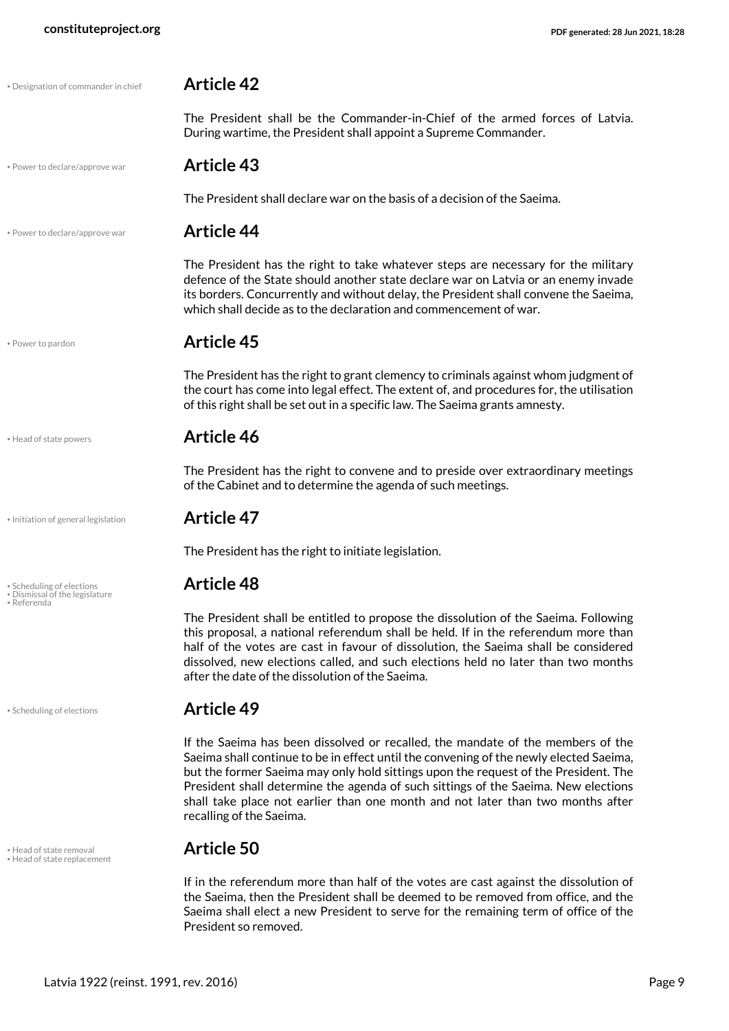• Designation of commander in chief

## Article 42

The President shall be the Commander-in-Chief of the armed forces of Latvia. During wartime, the President shall appoint a Supreme Commander.

• Power to declare/approve war

## Article 43

The President shall declare war on the basis of a decision of the Saeima.

• Power to declare/approve war

## Article 44

The President has the right to take whatever steps are necessary for the military defence of the State should another state declare war on Latvia or an enemy invade its borders. Concurrently and without delay, the President shall convene the Saeima, which shall decide as to the declaration and commencement of war.

• Power to pardon

## Article 45

The President has the right to grant clemency to criminals against whom judgment of the court has come into legal effect. The extent of, and procedures for, the utilisation of this right shall be set out in a specific law. The Saeima grants amnesty.

• Head of state powers

## Article 46

The President has the right to convene and to preside over extraordinary meetings of the Cabinet and to determine the agenda of such meetings.

• Initiation of general legislation

## Article 47

The President has the right to initiate legislation.

• Scheduling of elections
• Dismissal of the legislature
• Referenda

## Article 48

The President shall be entitled to propose the dissolution of the Saeima. Following this proposal, a national referendum shall be held. If in the referendum more than half of the votes are cast in favour of dissolution, the Saeima shall be considered dissolved, new elections called, and such elections held no later than two months after the date of the dissolution of the Saeima.

• Scheduling of elections

## Article 49

If the Saeima has been dissolved or recalled, the mandate of the members of the Saeima shall continue to be in effect until the convening of the newly elected Saeima, but the former Saeima may only hold sittings upon the request of the President. The President shall determine the agenda of such sittings of the Saeima. New elections shall take place not earlier than one month and not later than two months after recalling of the Saeima.

• Head of state removal
• Head of state replacement

## Article 50

If in the referendum more than half of the votes are cast against the dissolution of the Saeima, then the President shall be deemed to be removed from office, and the Saeima shall elect a new President to serve for the remaining term of office of the President so removed.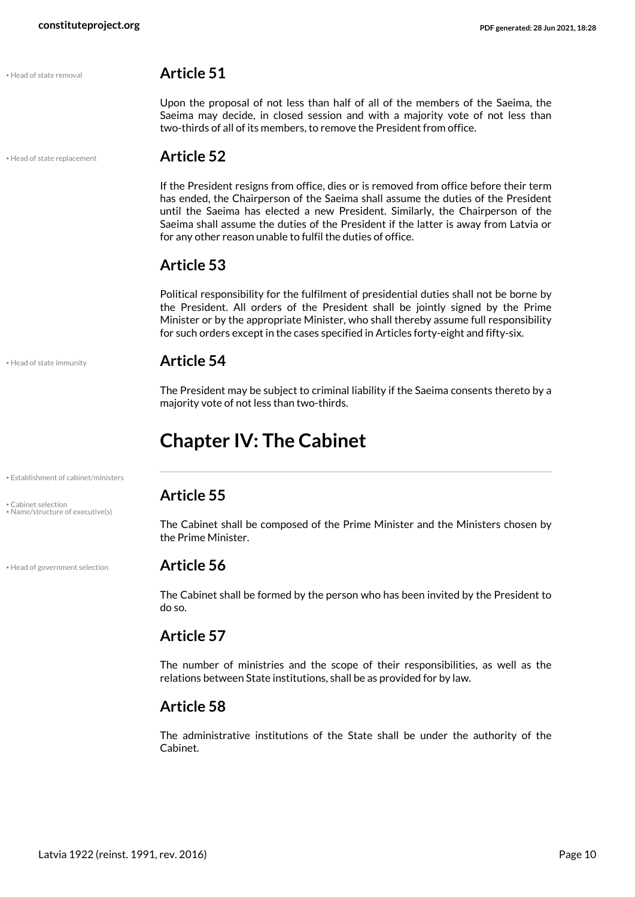• Head of state removal

## Article 51

Upon the proposal of not less than half of all of the members of the Saeima, the Saeima may decide, in closed session and with a majority vote of not less than two-thirds of all of its members, to remove the President from office.

• Head of state replacement

## Article 52

If the President resigns from office, dies or is removed from office before their term has ended, the Chairperson of the Saeima shall assume the duties of the President until the Saeima has elected a new President. Similarly, the Chairperson of the Saeima shall assume the duties of the President if the latter is away from Latvia or for any other reason unable to fulfil the duties of office.

## Article 53

Political responsibility for the fulfilment of presidential duties shall not be borne by the President. All orders of the President shall be jointly signed by the Prime Minister or by the appropriate Minister, who shall thereby assume full responsibility for such orders except in the cases specified in Articles forty-eight and fifty-six.

• Head of state immunity

## Article 54

The President may be subject to criminal liability if the Saeima consents thereto by a majority vote of not less than two-thirds.

# Chapter IV: The Cabinet

• Establishment of cabinet/ministers

• Cabinet selection
• Name/structure of executive(s)

## Article 55

The Cabinet shall be composed of the Prime Minister and the Ministers chosen by the Prime Minister.

• Head of government selection

## Article 56

The Cabinet shall be formed by the person who has been invited by the President to do so.

## Article 57

The number of ministries and the scope of their responsibilities, as well as the relations between State institutions, shall be as provided for by law.

## Article 58

The administrative institutions of the State shall be under the authority of the Cabinet.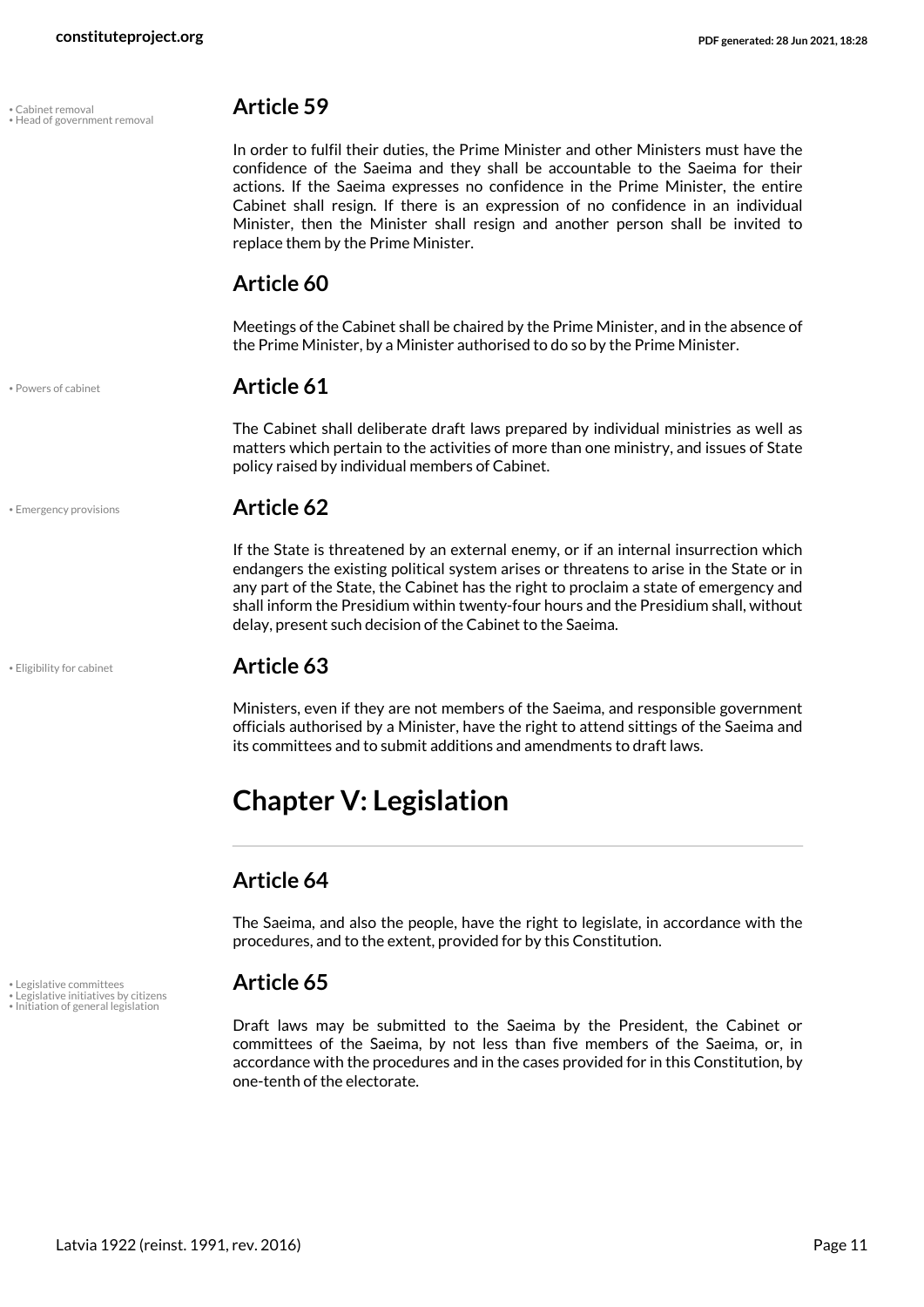## Article 59

In order to fulfil their duties, the Prime Minister and other Ministers must have the confidence of the Saeima and they shall be accountable to the Saeima for their actions. If the Saeima expresses no confidence in the Prime Minister, the entire Cabinet shall resign. If there is an expression of no confidence in an individual Minister, then the Minister shall resign and another person shall be invited to replace them by the Prime Minister.

## Article 60

Meetings of the Cabinet shall be chaired by the Prime Minister, and in the absence of the Prime Minister, by a Minister authorised to do so by the Prime Minister.

## Article 61

The Cabinet shall deliberate draft laws prepared by individual ministries as well as matters which pertain to the activities of more than one ministry, and issues of State policy raised by individual members of Cabinet.

## Article 62

If the State is threatened by an external enemy, or if an internal insurrection which endangers the existing political system arises or threatens to arise in the State or in any part of the State, the Cabinet has the right to proclaim a state of emergency and shall inform the Presidium within twenty-four hours and the Presidium shall, without delay, present such decision of the Cabinet to the Saeima.

## Article 63

Ministers, even if they are not members of the Saeima, and responsible government officials authorised by a Minister, have the right to attend sittings of the Saeima and its committees and to submit additions and amendments to draft laws.

# Chapter V: Legislation

## Article 64

The Saeima, and also the people, have the right to legislate, in accordance with the procedures, and to the extent, provided for by this Constitution.

## Article 65

Draft laws may be submitted to the Saeima by the President, the Cabinet or committees of the Saeima, by not less than five members of the Saeima, or, in accordance with the procedures and in the cases provided for in this Constitution, by one-tenth of the electorate.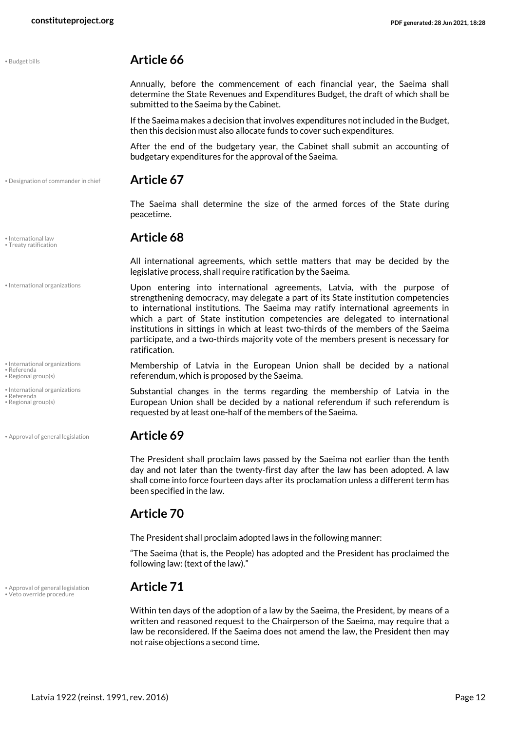• Budget bills

## Article 66

Annually, before the commencement of each financial year, the Saeima shall determine the State Revenues and Expenditures Budget, the draft of which shall be submitted to the Saeima by the Cabinet.

If the Saeima makes a decision that involves expenditures not included in the Budget, then this decision must also allocate funds to cover such expenditures.

After the end of the budgetary year, the Cabinet shall submit an accounting of budgetary expenditures for the approval of the Saeima.

• Designation of commander in chief

## Article 67

The Saeima shall determine the size of the armed forces of the State during peacetime.

• International law
• Treaty ratification

## Article 68

All international agreements, which settle matters that may be decided by the legislative process, shall require ratification by the Saeima.

• International organizations

Upon entering into international agreements, Latvia, with the purpose of strengthening democracy, may delegate a part of its State institution competencies to international institutions. The Saeima may ratify international agreements in which a part of State institution competencies are delegated to international institutions in sittings in which at least two-thirds of the members of the Saeima participate, and a two-thirds majority vote of the members present is necessary for ratification.

• International organizations
• Referenda
• Regional group(s)

Membership of Latvia in the European Union shall be decided by a national referendum, which is proposed by the Saeima.

• International organizations
• Referenda
• Regional group(s)

Substantial changes in the terms regarding the membership of Latvia in the European Union shall be decided by a national referendum if such referendum is requested by at least one-half of the members of the Saeima.

• Approval of general legislation

## Article 69

The President shall proclaim laws passed by the Saeima not earlier than the tenth day and not later than the twenty-first day after the law has been adopted. A law shall come into force fourteen days after its proclamation unless a different term has been specified in the law.

## Article 70

The President shall proclaim adopted laws in the following manner:

"The Saeima (that is, the People) has adopted and the President has proclaimed the following law: (text of the law)."

• Approval of general legislation
• Veto override procedure

## Article 71

Within ten days of the adoption of a law by the Saeima, the President, by means of a written and reasoned request to the Chairperson of the Saeima, may require that a law be reconsidered. If the Saeima does not amend the law, the President then may not raise objections a second time.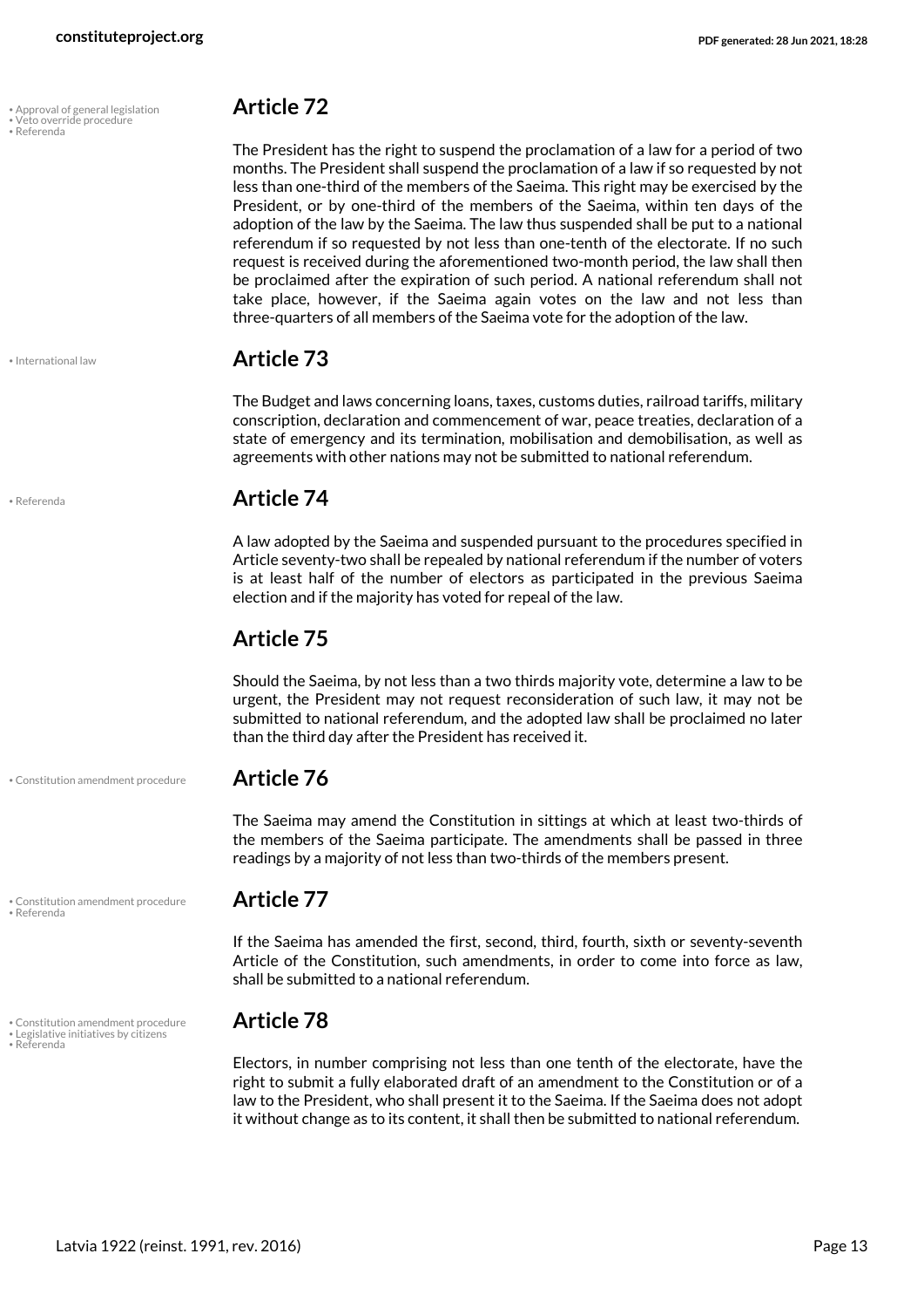## Article 72

The President has the right to suspend the proclamation of a law for a period of two months. The President shall suspend the proclamation of a law if so requested by not less than one-third of the members of the Saeima. This right may be exercised by the President, or by one-third of the members of the Saeima, within ten days of the adoption of the law by the Saeima. The law thus suspended shall be put to a national referendum if so requested by not less than one-tenth of the electorate. If no such request is received during the aforementioned two-month period, the law shall then be proclaimed after the expiration of such period. A national referendum shall not take place, however, if the Saeima again votes on the law and not less than three-quarters of all members of the Saeima vote for the adoption of the law.

## Article 73

The Budget and laws concerning loans, taxes, customs duties, railroad tariffs, military conscription, declaration and commencement of war, peace treaties, declaration of a state of emergency and its termination, mobilisation and demobilisation, as well as agreements with other nations may not be submitted to national referendum.

## Article 74

A law adopted by the Saeima and suspended pursuant to the procedures specified in Article seventy-two shall be repealed by national referendum if the number of voters is at least half of the number of electors as participated in the previous Saeima election and if the majority has voted for repeal of the law.

## Article 75

Should the Saeima, by not less than a two thirds majority vote, determine a law to be urgent, the President may not request reconsideration of such law, it may not be submitted to national referendum, and the adopted law shall be proclaimed no later than the third day after the President has received it.

## Article 76

The Saeima may amend the Constitution in sittings at which at least two-thirds of the members of the Saeima participate. The amendments shall be passed in three readings by a majority of not less than two-thirds of the members present.

## Article 77

If the Saeima has amended the first, second, third, fourth, sixth or seventy-seventh Article of the Constitution, such amendments, in order to come into force as law, shall be submitted to a national referendum.

## Article 78

Electors, in number comprising not less than one tenth of the electorate, have the right to submit a fully elaborated draft of an amendment to the Constitution or of a law to the President, who shall present it to the Saeima. If the Saeima does not adopt it without change as to its content, it shall then be submitted to national referendum.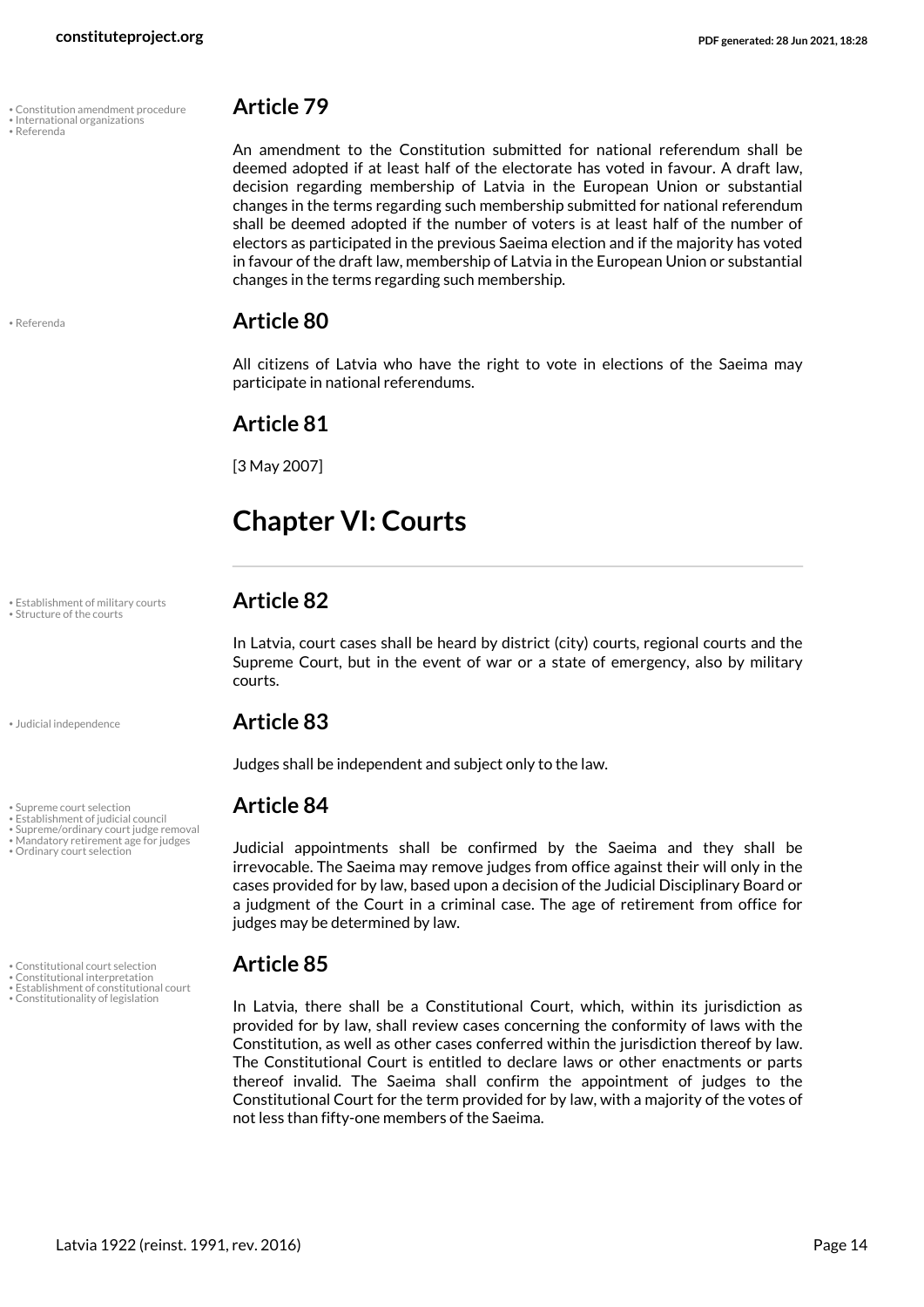## Article 79

An amendment to the Constitution submitted for national referendum shall be deemed adopted if at least half of the electorate has voted in favour. A draft law, decision regarding membership of Latvia in the European Union or substantial changes in the terms regarding such membership submitted for national referendum shall be deemed adopted if the number of voters is at least half of the number of electors as participated in the previous Saeima election and if the majority has voted in favour of the draft law, membership of Latvia in the European Union or substantial changes in the terms regarding such membership.

## Article 80

All citizens of Latvia who have the right to vote in elections of the Saeima may participate in national referendums.

## Article 81

[3 May 2007]

# Chapter VI: Courts

## Article 82

In Latvia, court cases shall be heard by district (city) courts, regional courts and the Supreme Court, but in the event of war or a state of emergency, also by military courts.

## Article 83

Judges shall be independent and subject only to the law.

## Article 84

Judicial appointments shall be confirmed by the Saeima and they shall be irrevocable. The Saeima may remove judges from office against their will only in the cases provided for by law, based upon a decision of the Judicial Disciplinary Board or a judgment of the Court in a criminal case. The age of retirement from office for judges may be determined by law.

## Article 85

In Latvia, there shall be a Constitutional Court, which, within its jurisdiction as provided for by law, shall review cases concerning the conformity of laws with the Constitution, as well as other cases conferred within the jurisdiction thereof by law. The Constitutional Court is entitled to declare laws or other enactments or parts thereof invalid. The Saeima shall confirm the appointment of judges to the Constitutional Court for the term provided for by law, with a majority of the votes of not less than fifty-one members of the Saeima.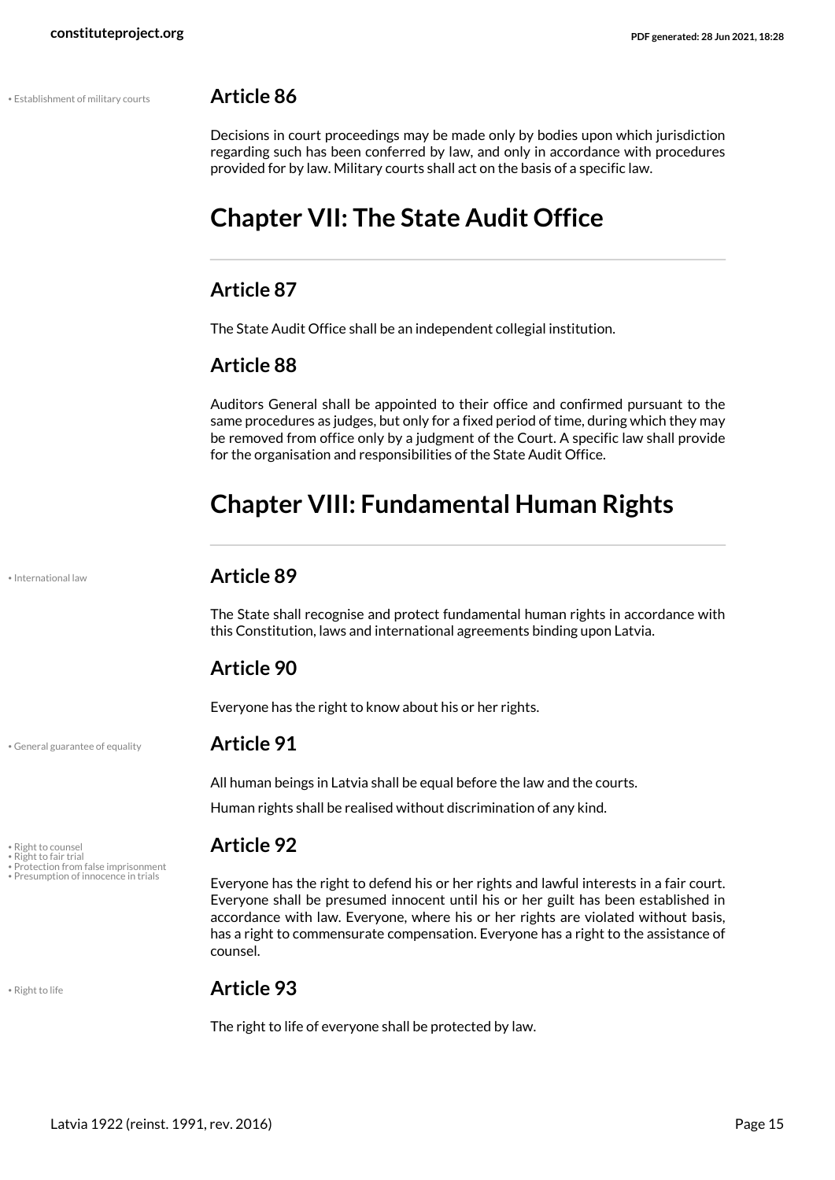• Establishment of military courts

### Article 86

Decisions in court proceedings may be made only by bodies upon which jurisdiction regarding such has been conferred by law, and only in accordance with procedures provided for by law. Military courts shall act on the basis of a specific law.

## Chapter VII: The State Audit Office

### Article 87

The State Audit Office shall be an independent collegial institution.

### Article 88

Auditors General shall be appointed to their office and confirmed pursuant to the same procedures as judges, but only for a fixed period of time, during which they may be removed from office only by a judgment of the Court. A specific law shall provide for the organisation and responsibilities of the State Audit Office.

## Chapter VIII: Fundamental Human Rights

• International law

### Article 89

The State shall recognise and protect fundamental human rights in accordance with this Constitution, laws and international agreements binding upon Latvia.

### Article 90

Everyone has the right to know about his or her rights.

• General guarantee of equality

### Article 91

All human beings in Latvia shall be equal before the law and the courts.

Human rights shall be realised without discrimination of any kind.

• Right to counsel
• Right to fair trial
• Protection from false imprisonment
• Presumption of innocence in trials

### Article 92

Everyone has the right to defend his or her rights and lawful interests in a fair court. Everyone shall be presumed innocent until his or her guilt has been established in accordance with law. Everyone, where his or her rights are violated without basis, has a right to commensurate compensation. Everyone has a right to the assistance of counsel.

• Right to life

### Article 93

The right to life of everyone shall be protected by law.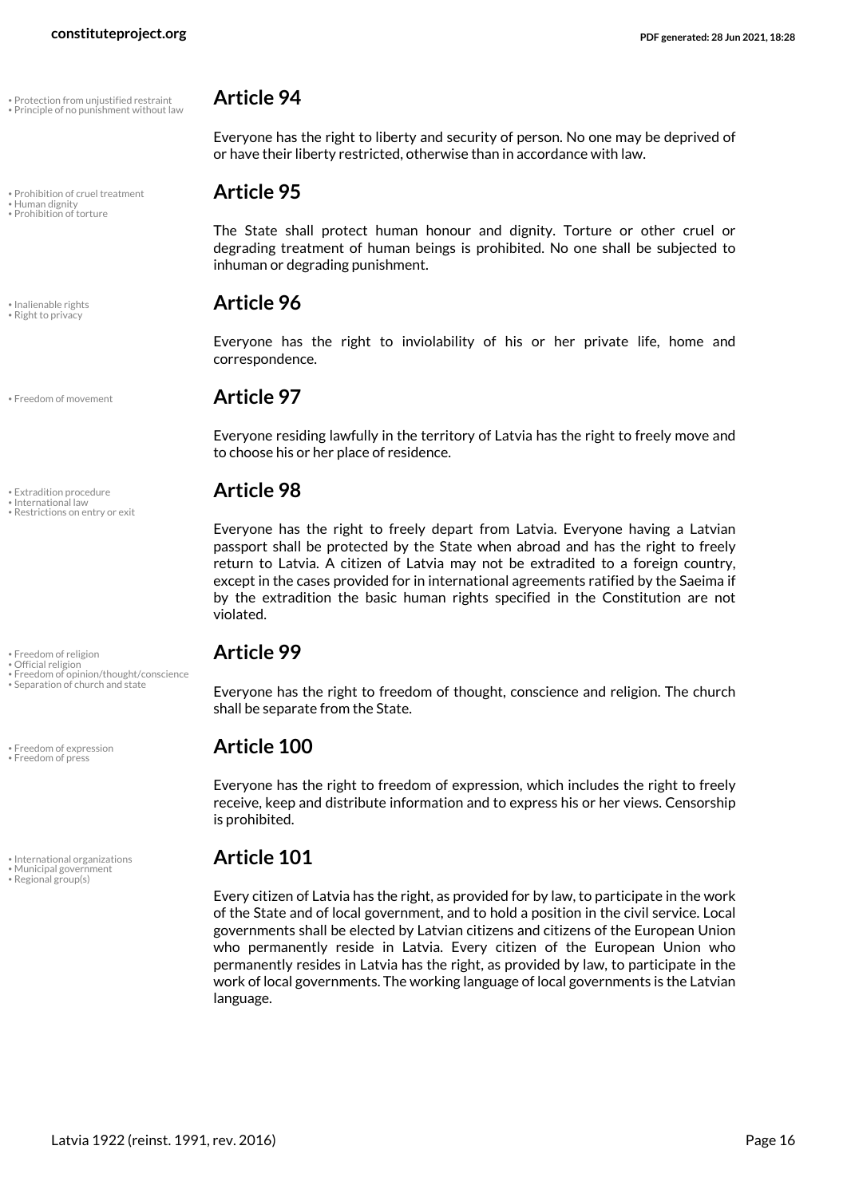## Article 94

Everyone has the right to liberty and security of person. No one may be deprived of or have their liberty restricted, otherwise than in accordance with law.

## Article 95

The State shall protect human honour and dignity. Torture or other cruel or degrading treatment of human beings is prohibited. No one shall be subjected to inhuman or degrading punishment.

## Article 96

Everyone has the right to inviolability of his or her private life, home and correspondence.

## Article 97

Everyone residing lawfully in the territory of Latvia has the right to freely move and to choose his or her place of residence.

## Article 98

Everyone has the right to freely depart from Latvia. Everyone having a Latvian passport shall be protected by the State when abroad and has the right to freely return to Latvia. A citizen of Latvia may not be extradited to a foreign country, except in the cases provided for in international agreements ratified by the Saeima if by the extradition the basic human rights specified in the Constitution are not violated.

## Article 99

Everyone has the right to freedom of thought, conscience and religion. The church shall be separate from the State.

## Article 100

Everyone has the right to freedom of expression, which includes the right to freely receive, keep and distribute information and to express his or her views. Censorship is prohibited.

## Article 101

Every citizen of Latvia has the right, as provided for by law, to participate in the work of the State and of local government, and to hold a position in the civil service. Local governments shall be elected by Latvian citizens and citizens of the European Union who permanently reside in Latvia. Every citizen of the European Union who permanently resides in Latvia has the right, as provided by law, to participate in the work of local governments. The working language of local governments is the Latvian language.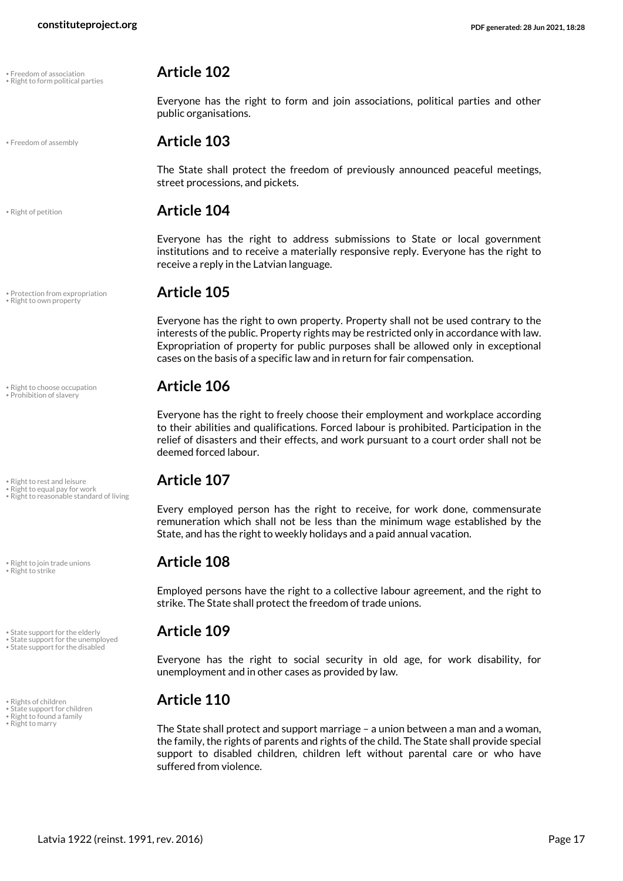• Freedom of association
• Right to form political parties

## Article 102

Everyone has the right to form and join associations, political parties and other public organisations.

• Freedom of assembly

## Article 103

The State shall protect the freedom of previously announced peaceful meetings, street processions, and pickets.

• Right of petition

## Article 104

Everyone has the right to address submissions to State or local government institutions and to receive a materially responsive reply. Everyone has the right to receive a reply in the Latvian language.

• Protection from expropriation
• Right to own property

## Article 105

Everyone has the right to own property. Property shall not be used contrary to the interests of the public. Property rights may be restricted only in accordance with law. Expropriation of property for public purposes shall be allowed only in exceptional cases on the basis of a specific law and in return for fair compensation.

• Right to choose occupation
• Prohibition of slavery

## Article 106

Everyone has the right to freely choose their employment and workplace according to their abilities and qualifications. Forced labour is prohibited. Participation in the relief of disasters and their effects, and work pursuant to a court order shall not be deemed forced labour.

• Right to rest and leisure
• Right to equal pay for work
• Right to reasonable standard of living

## Article 107

Every employed person has the right to receive, for work done, commensurate remuneration which shall not be less than the minimum wage established by the State, and has the right to weekly holidays and a paid annual vacation.

• Right to join trade unions
• Right to strike

## Article 108

Employed persons have the right to a collective labour agreement, and the right to strike. The State shall protect the freedom of trade unions.

• State support for the elderly
• State support for the unemployed
• State support for the disabled

## Article 109

Everyone has the right to social security in old age, for work disability, for unemployment and in other cases as provided by law.

• Rights of children
• State support for children
• Right to found a family
• Right to marry

## Article 110

The State shall protect and support marriage – a union between a man and a woman, the family, the rights of parents and rights of the child. The State shall provide special support to disabled children, children left without parental care or who have suffered from violence.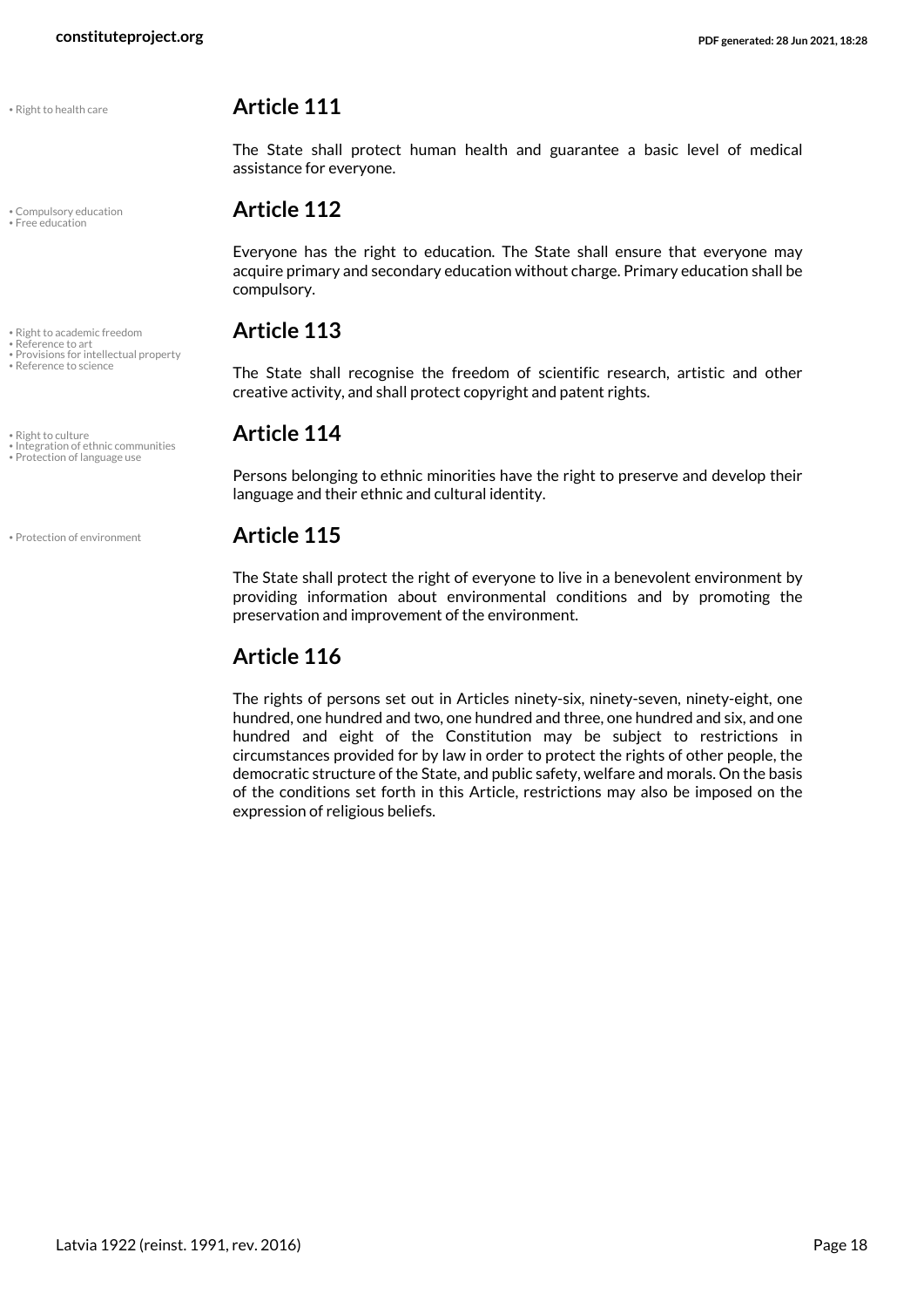• Right to health care

## Article 111

The State shall protect human health and guarantee a basic level of medical assistance for everyone.

• Compulsory education
• Free education

## Article 112

Everyone has the right to education. The State shall ensure that everyone may acquire primary and secondary education without charge. Primary education shall be compulsory.

• Right to academic freedom
• Reference to art
• Provisions for intellectual property
• Reference to science

## Article 113

The State shall recognise the freedom of scientific research, artistic and other creative activity, and shall protect copyright and patent rights.

• Right to culture
• Integration of ethnic communities
• Protection of language use

## Article 114

Persons belonging to ethnic minorities have the right to preserve and develop their language and their ethnic and cultural identity.

• Protection of environment

## Article 115

The State shall protect the right of everyone to live in a benevolent environment by providing information about environmental conditions and by promoting the preservation and improvement of the environment.

## Article 116

The rights of persons set out in Articles ninety-six, ninety-seven, ninety-eight, one hundred, one hundred and two, one hundred and three, one hundred and six, and one hundred and eight of the Constitution may be subject to restrictions in circumstances provided for by law in order to protect the rights of other people, the democratic structure of the State, and public safety, welfare and morals. On the basis of the conditions set forth in this Article, restrictions may also be imposed on the expression of religious beliefs.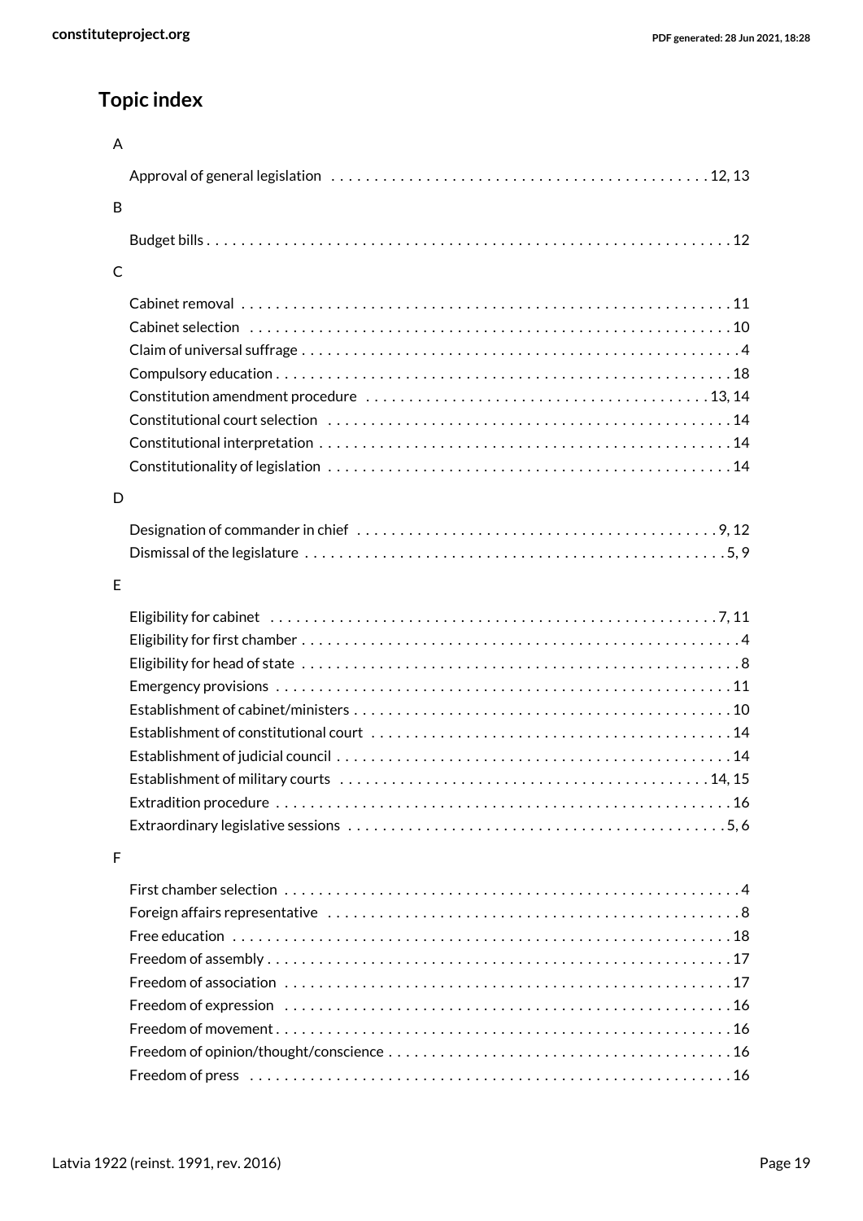## Topic index

A

Approval of general legislation . . . . . . . . . . 12, 13

B

Budget bills . . . . . . . . . . 12

C

Cabinet removal . . . . . . . . . . 11
Cabinet selection . . . . . . . . . . 10
Claim of universal suffrage . . . . . . . . . . 4
Compulsory education . . . . . . . . . . 18
Constitution amendment procedure . . . . . . . . . . 13, 14
Constitutional court selection . . . . . . . . . . 14
Constitutional interpretation . . . . . . . . . . 14
Constitutionality of legislation . . . . . . . . . . 14

D

Designation of commander in chief . . . . . . . . . . 9, 12
Dismissal of the legislature . . . . . . . . . . 5, 9

E

Eligibility for cabinet . . . . . . . . . . 7, 11
Eligibility for first chamber . . . . . . . . . . 4
Eligibility for head of state . . . . . . . . . . 8
Emergency provisions . . . . . . . . . . 11
Establishment of cabinet/ministers . . . . . . . . . . 10
Establishment of constitutional court . . . . . . . . . . 14
Establishment of judicial council . . . . . . . . . . 14
Establishment of military courts . . . . . . . . . . 14, 15
Extradition procedure . . . . . . . . . . 16
Extraordinary legislative sessions . . . . . . . . . . 5, 6

F

First chamber selection . . . . . . . . . . 4
Foreign affairs representative . . . . . . . . . . 8
Free education . . . . . . . . . . 18
Freedom of assembly . . . . . . . . . . 17
Freedom of association . . . . . . . . . . 17
Freedom of expression . . . . . . . . . . 16
Freedom of movement . . . . . . . . . . 16
Freedom of opinion/thought/conscience . . . . . . . . . . 16
Freedom of press . . . . . . . . . . 16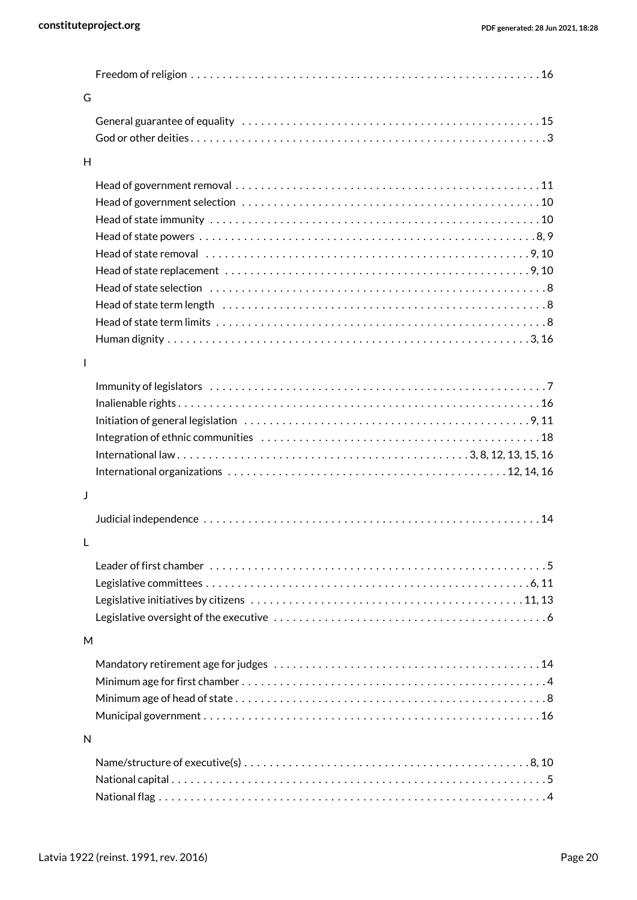Freedom of religion . . . . . . . . . . . . . . . . . . . . . . . . . . . . . . . . . . . . . . . . . . . . . . . . . . . . . . 16

G

General guarantee of equality . . . . . . . . . . . . . . . . . . . . . . . . . . . . . . . . . . . . . . . . . . . . . . . 15
God or other deities . . . . . . . . . . . . . . . . . . . . . . . . . . . . . . . . . . . . . . . . . . . . . . . . . . . . . . . 3

H

Head of government removal . . . . . . . . . . . . . . . . . . . . . . . . . . . . . . . . . . . . . . . . . . . . . . . . 11
Head of government selection . . . . . . . . . . . . . . . . . . . . . . . . . . . . . . . . . . . . . . . . . . . . . . . 10
Head of state immunity . . . . . . . . . . . . . . . . . . . . . . . . . . . . . . . . . . . . . . . . . . . . . . . . . . . . 10
Head of state powers . . . . . . . . . . . . . . . . . . . . . . . . . . . . . . . . . . . . . . . . . . . . . . . . . . . . . 8, 9
Head of state removal . . . . . . . . . . . . . . . . . . . . . . . . . . . . . . . . . . . . . . . . . . . . . . . . . . . . 9, 10
Head of state replacement . . . . . . . . . . . . . . . . . . . . . . . . . . . . . . . . . . . . . . . . . . . . . . . . 9, 10
Head of state selection . . . . . . . . . . . . . . . . . . . . . . . . . . . . . . . . . . . . . . . . . . . . . . . . . . . . . 8
Head of state term length . . . . . . . . . . . . . . . . . . . . . . . . . . . . . . . . . . . . . . . . . . . . . . . . . . . 8
Head of state term limits . . . . . . . . . . . . . . . . . . . . . . . . . . . . . . . . . . . . . . . . . . . . . . . . . . . . 8
Human dignity . . . . . . . . . . . . . . . . . . . . . . . . . . . . . . . . . . . . . . . . . . . . . . . . . . . . . . . . . 3, 16

I

Immunity of legislators . . . . . . . . . . . . . . . . . . . . . . . . . . . . . . . . . . . . . . . . . . . . . . . . . . . . . 7
Inalienable rights . . . . . . . . . . . . . . . . . . . . . . . . . . . . . . . . . . . . . . . . . . . . . . . . . . . . . . . . . 16
Initiation of general legislation . . . . . . . . . . . . . . . . . . . . . . . . . . . . . . . . . . . . . . . . . . . . . 9, 11
Integration of ethnic communities . . . . . . . . . . . . . . . . . . . . . . . . . . . . . . . . . . . . . . . . . . . . 18
International law . . . . . . . . . . . . . . . . . . . . . . . . . . . . . . . . . . . . . . . . . . . . 3, 8, 12, 13, 15, 16
International organizations . . . . . . . . . . . . . . . . . . . . . . . . . . . . . . . . . . . . . . . . . . . 12, 14, 16

J

Judicial independence . . . . . . . . . . . . . . . . . . . . . . . . . . . . . . . . . . . . . . . . . . . . . . . . . . . . . 14

L

Leader of first chamber . . . . . . . . . . . . . . . . . . . . . . . . . . . . . . . . . . . . . . . . . . . . . . . . . . . . . 5
Legislative committees . . . . . . . . . . . . . . . . . . . . . . . . . . . . . . . . . . . . . . . . . . . . . . . . . . . 6, 11
Legislative initiatives by citizens . . . . . . . . . . . . . . . . . . . . . . . . . . . . . . . . . . . . . . . . . . . 11, 13
Legislative oversight of the executive . . . . . . . . . . . . . . . . . . . . . . . . . . . . . . . . . . . . . . . . . . 6

M

Mandatory retirement age for judges . . . . . . . . . . . . . . . . . . . . . . . . . . . . . . . . . . . . . . . . . 14
Minimum age for first chamber . . . . . . . . . . . . . . . . . . . . . . . . . . . . . . . . . . . . . . . . . . . . . . . 4
Minimum age of head of state . . . . . . . . . . . . . . . . . . . . . . . . . . . . . . . . . . . . . . . . . . . . . . . . 8
Municipal government . . . . . . . . . . . . . . . . . . . . . . . . . . . . . . . . . . . . . . . . . . . . . . . . . . . . . 16

N

Name/structure of executive(s) . . . . . . . . . . . . . . . . . . . . . . . . . . . . . . . . . . . . . . . . . . . . . 8, 10
National capital . . . . . . . . . . . . . . . . . . . . . . . . . . . . . . . . . . . . . . . . . . . . . . . . . . . . . . . . . . . 5
National flag . . . . . . . . . . . . . . . . . . . . . . . . . . . . . . . . . . . . . . . . . . . . . . . . . . . . . . . . . . . . . 4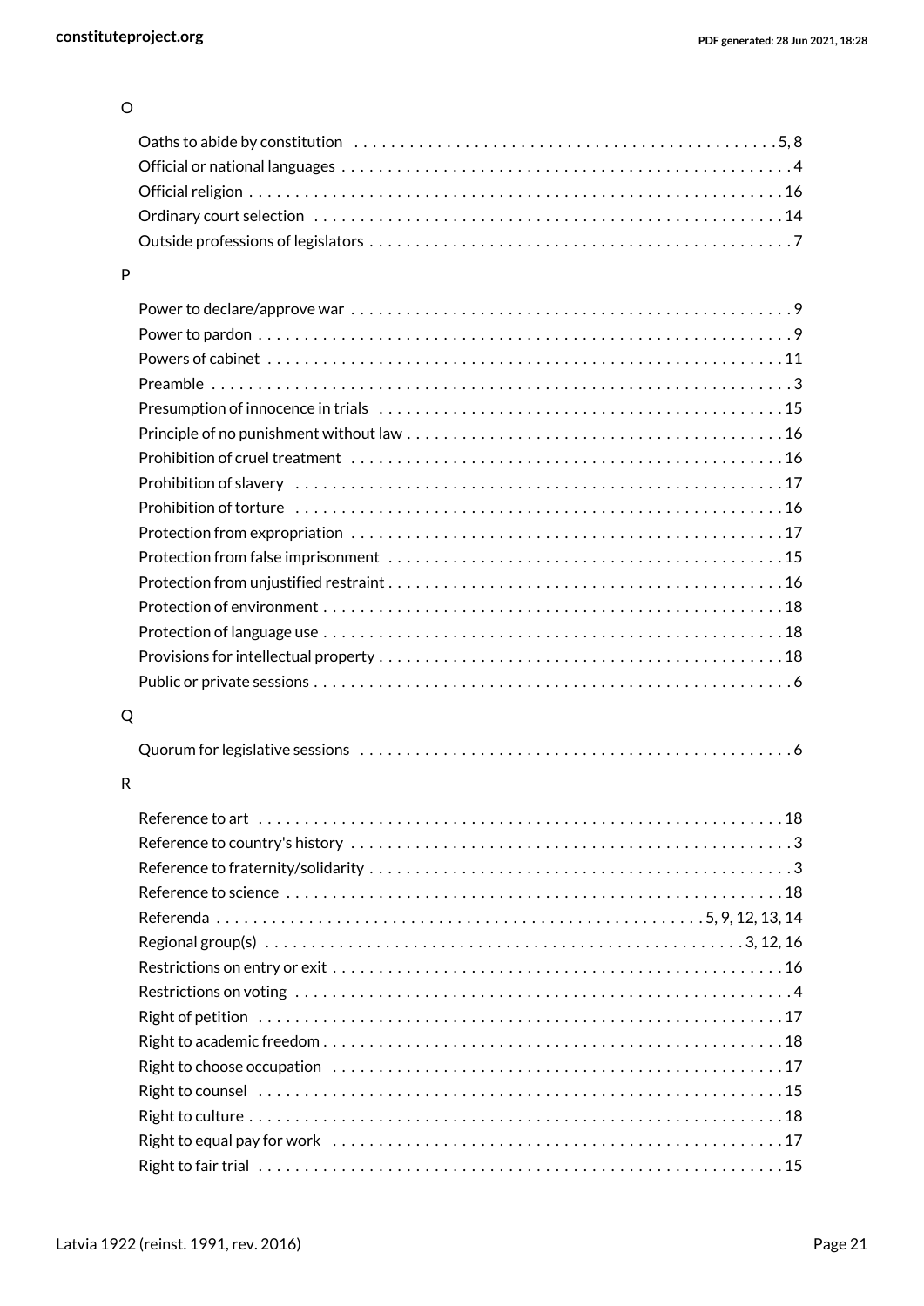O

Oaths to abide by constitution . . . . . . . . . . . . . . . . . . . . . . . . . . . . . . . . . . . . . . . . . . . . . . 5, 8
Official or national languages . . . . . . . . . . . . . . . . . . . . . . . . . . . . . . . . . . . . . . . . . . . . . . . . . 4
Official religion . . . . . . . . . . . . . . . . . . . . . . . . . . . . . . . . . . . . . . . . . . . . . . . . . . . . . . . . . 16
Ordinary court selection . . . . . . . . . . . . . . . . . . . . . . . . . . . . . . . . . . . . . . . . . . . . . . . . . . . 14
Outside professions of legislators . . . . . . . . . . . . . . . . . . . . . . . . . . . . . . . . . . . . . . . . . . . . . . 7

P

Power to declare/approve war . . . . . . . . . . . . . . . . . . . . . . . . . . . . . . . . . . . . . . . . . . . . . . . . 9
Power to pardon . . . . . . . . . . . . . . . . . . . . . . . . . . . . . . . . . . . . . . . . . . . . . . . . . . . . . . . . . . 9
Powers of cabinet . . . . . . . . . . . . . . . . . . . . . . . . . . . . . . . . . . . . . . . . . . . . . . . . . . . . . . . . 11
Preamble . . . . . . . . . . . . . . . . . . . . . . . . . . . . . . . . . . . . . . . . . . . . . . . . . . . . . . . . . . . . . . . 3
Presumption of innocence in trials . . . . . . . . . . . . . . . . . . . . . . . . . . . . . . . . . . . . . . . . . . . . 15
Principle of no punishment without law . . . . . . . . . . . . . . . . . . . . . . . . . . . . . . . . . . . . . . . . . 16
Prohibition of cruel treatment . . . . . . . . . . . . . . . . . . . . . . . . . . . . . . . . . . . . . . . . . . . . . . . . 16
Prohibition of slavery . . . . . . . . . . . . . . . . . . . . . . . . . . . . . . . . . . . . . . . . . . . . . . . . . . . . . 17
Prohibition of torture . . . . . . . . . . . . . . . . . . . . . . . . . . . . . . . . . . . . . . . . . . . . . . . . . . . . . 16
Protection from expropriation . . . . . . . . . . . . . . . . . . . . . . . . . . . . . . . . . . . . . . . . . . . . . . . . 17
Protection from false imprisonment . . . . . . . . . . . . . . . . . . . . . . . . . . . . . . . . . . . . . . . . . . . . 15
Protection from unjustified restraint . . . . . . . . . . . . . . . . . . . . . . . . . . . . . . . . . . . . . . . . . . . 16
Protection of environment . . . . . . . . . . . . . . . . . . . . . . . . . . . . . . . . . . . . . . . . . . . . . . . . . . 18
Protection of language use . . . . . . . . . . . . . . . . . . . . . . . . . . . . . . . . . . . . . . . . . . . . . . . . . . 18
Provisions for intellectual property . . . . . . . . . . . . . . . . . . . . . . . . . . . . . . . . . . . . . . . . . . . . 18
Public or private sessions . . . . . . . . . . . . . . . . . . . . . . . . . . . . . . . . . . . . . . . . . . . . . . . . . . . 6

Q

Quorum for legislative sessions . . . . . . . . . . . . . . . . . . . . . . . . . . . . . . . . . . . . . . . . . . . . . . . 6

R

Reference to art . . . . . . . . . . . . . . . . . . . . . . . . . . . . . . . . . . . . . . . . . . . . . . . . . . . . . . . . . 18
Reference to country's history . . . . . . . . . . . . . . . . . . . . . . . . . . . . . . . . . . . . . . . . . . . . . . . . 3
Reference to fraternity/solidarity . . . . . . . . . . . . . . . . . . . . . . . . . . . . . . . . . . . . . . . . . . . . . . 3
Reference to science . . . . . . . . . . . . . . . . . . . . . . . . . . . . . . . . . . . . . . . . . . . . . . . . . . . . . . 18
Referenda . . . . . . . . . . . . . . . . . . . . . . . . . . . . . . . . . . . . . . . . . . . . . . . . . . . . 5, 9, 12, 13, 14
Regional group(s) . . . . . . . . . . . . . . . . . . . . . . . . . . . . . . . . . . . . . . . . . . . . . . . . . . . . 3, 12, 16
Restrictions on entry or exit . . . . . . . . . . . . . . . . . . . . . . . . . . . . . . . . . . . . . . . . . . . . . . . . . 16
Restrictions on voting . . . . . . . . . . . . . . . . . . . . . . . . . . . . . . . . . . . . . . . . . . . . . . . . . . . . . . 4
Right of petition . . . . . . . . . . . . . . . . . . . . . . . . . . . . . . . . . . . . . . . . . . . . . . . . . . . . . . . . . 17
Right to academic freedom . . . . . . . . . . . . . . . . . . . . . . . . . . . . . . . . . . . . . . . . . . . . . . . . . . 18
Right to choose occupation . . . . . . . . . . . . . . . . . . . . . . . . . . . . . . . . . . . . . . . . . . . . . . . . . 17
Right to counsel . . . . . . . . . . . . . . . . . . . . . . . . . . . . . . . . . . . . . . . . . . . . . . . . . . . . . . . . . 15
Right to culture . . . . . . . . . . . . . . . . . . . . . . . . . . . . . . . . . . . . . . . . . . . . . . . . . . . . . . . . . . 18
Right to equal pay for work . . . . . . . . . . . . . . . . . . . . . . . . . . . . . . . . . . . . . . . . . . . . . . . . . 17
Right to fair trial . . . . . . . . . . . . . . . . . . . . . . . . . . . . . . . . . . . . . . . . . . . . . . . . . . . . . . . . . 15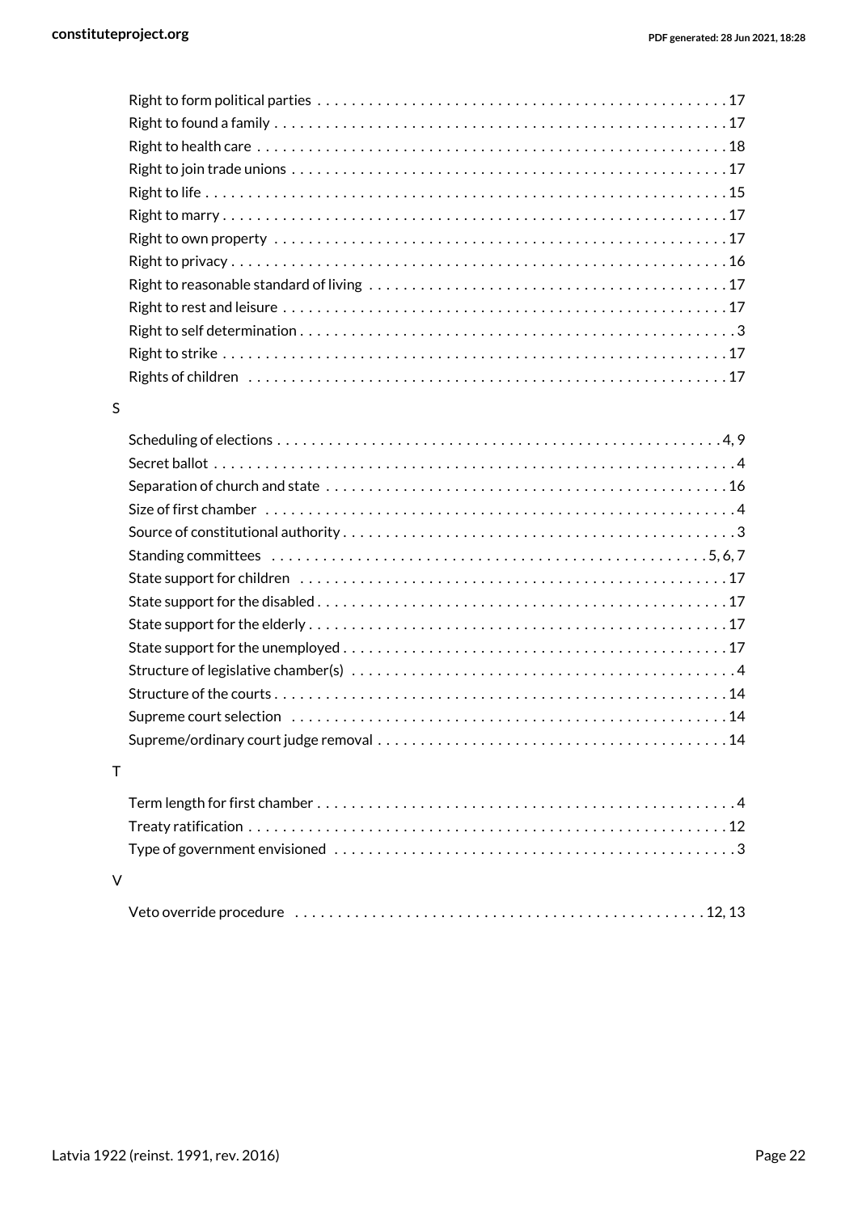Right to form political parties . . . . . . . . . . . . . . . . . . . . . . . . . . . . . . . . . . . . . . . . . . . . . . . 17
Right to found a family . . . . . . . . . . . . . . . . . . . . . . . . . . . . . . . . . . . . . . . . . . . . . . . . . . . . 17
Right to health care . . . . . . . . . . . . . . . . . . . . . . . . . . . . . . . . . . . . . . . . . . . . . . . . . . . . . . 18
Right to join trade unions . . . . . . . . . . . . . . . . . . . . . . . . . . . . . . . . . . . . . . . . . . . . . . . . . . 17
Right to life . . . . . . . . . . . . . . . . . . . . . . . . . . . . . . . . . . . . . . . . . . . . . . . . . . . . . . . . . . . . 15
Right to marry . . . . . . . . . . . . . . . . . . . . . . . . . . . . . . . . . . . . . . . . . . . . . . . . . . . . . . . . . . 17
Right to own property . . . . . . . . . . . . . . . . . . . . . . . . . . . . . . . . . . . . . . . . . . . . . . . . . . . . 17
Right to privacy . . . . . . . . . . . . . . . . . . . . . . . . . . . . . . . . . . . . . . . . . . . . . . . . . . . . . . . . . 16
Right to reasonable standard of living . . . . . . . . . . . . . . . . . . . . . . . . . . . . . . . . . . . . . . . . . 17
Right to rest and leisure . . . . . . . . . . . . . . . . . . . . . . . . . . . . . . . . . . . . . . . . . . . . . . . . . . . 17
Right to self determination . . . . . . . . . . . . . . . . . . . . . . . . . . . . . . . . . . . . . . . . . . . . . . . . . . 3
Right to strike . . . . . . . . . . . . . . . . . . . . . . . . . . . . . . . . . . . . . . . . . . . . . . . . . . . . . . . . . . 17
Rights of children . . . . . . . . . . . . . . . . . . . . . . . . . . . . . . . . . . . . . . . . . . . . . . . . . . . . . . . 17

S

Scheduling of elections . . . . . . . . . . . . . . . . . . . . . . . . . . . . . . . . . . . . . . . . . . . . . . . . . . . 4, 9
Secret ballot . . . . . . . . . . . . . . . . . . . . . . . . . . . . . . . . . . . . . . . . . . . . . . . . . . . . . . . . . . . . 4
Separation of church and state . . . . . . . . . . . . . . . . . . . . . . . . . . . . . . . . . . . . . . . . . . . . . . 16
Size of first chamber . . . . . . . . . . . . . . . . . . . . . . . . . . . . . . . . . . . . . . . . . . . . . . . . . . . . . . 4
Source of constitutional authority . . . . . . . . . . . . . . . . . . . . . . . . . . . . . . . . . . . . . . . . . . . . . 3
Standing committees . . . . . . . . . . . . . . . . . . . . . . . . . . . . . . . . . . . . . . . . . . . . . . . . . . 5, 6, 7
State support for children . . . . . . . . . . . . . . . . . . . . . . . . . . . . . . . . . . . . . . . . . . . . . . . . . . 17
State support for the disabled . . . . . . . . . . . . . . . . . . . . . . . . . . . . . . . . . . . . . . . . . . . . . . . 17
State support for the elderly . . . . . . . . . . . . . . . . . . . . . . . . . . . . . . . . . . . . . . . . . . . . . . . . 17
State support for the unemployed . . . . . . . . . . . . . . . . . . . . . . . . . . . . . . . . . . . . . . . . . . . . 17
Structure of legislative chamber(s) . . . . . . . . . . . . . . . . . . . . . . . . . . . . . . . . . . . . . . . . . . . . 4
Structure of the courts . . . . . . . . . . . . . . . . . . . . . . . . . . . . . . . . . . . . . . . . . . . . . . . . . . . . . 14
Supreme court selection . . . . . . . . . . . . . . . . . . . . . . . . . . . . . . . . . . . . . . . . . . . . . . . . . . . 14
Supreme/ordinary court judge removal . . . . . . . . . . . . . . . . . . . . . . . . . . . . . . . . . . . . . . . . 14

T

Term length for first chamber . . . . . . . . . . . . . . . . . . . . . . . . . . . . . . . . . . . . . . . . . . . . . . . . 4
Treaty ratification . . . . . . . . . . . . . . . . . . . . . . . . . . . . . . . . . . . . . . . . . . . . . . . . . . . . . . . . 12
Type of government envisioned . . . . . . . . . . . . . . . . . . . . . . . . . . . . . . . . . . . . . . . . . . . . . . . 3

V

Veto override procedure . . . . . . . . . . . . . . . . . . . . . . . . . . . . . . . . . . . . . . . . . . . . . . . . . 12, 13